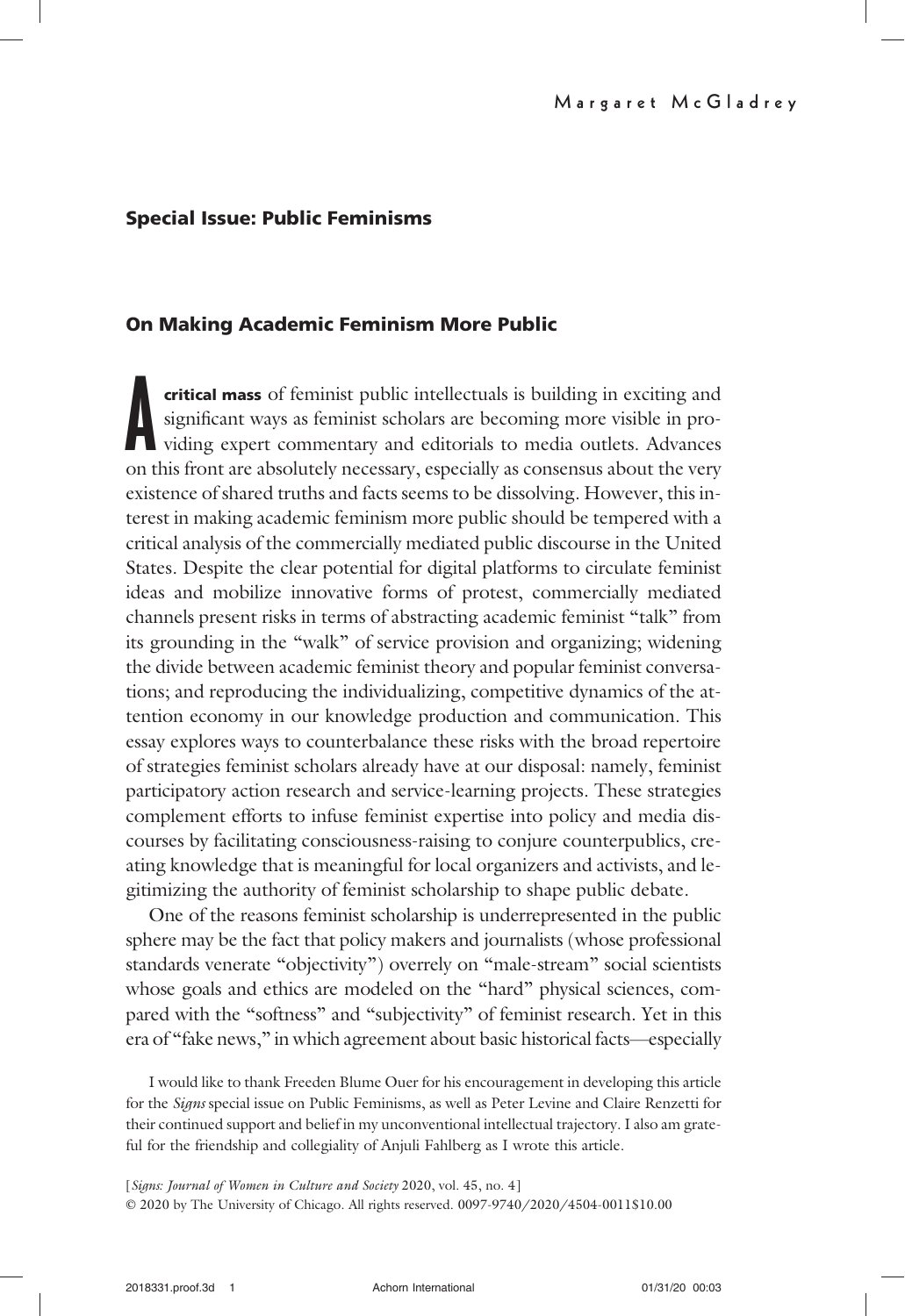Margaret McGladrey

## Special Issue: Public Feminisms

# On Making Academic Feminism More Public

**A critical mass** of feminist public intellectuals is building in exciting and significant ways as feminist scholars are becoming more visible in providing expert commentary and editorials to media outlets. Advances on this front are absolutely necessary, especially as consensus about the very existence of shared truths and facts seems to be dissolving. However, this interest in making academic feminism more public should be tempered with a critical analysis of the commercially mediated public discourse in the United States. Despite the clear potential for digital platforms to circulate feminist ideas and mobilize innovative forms of protest, commercially mediated channels present risks in terms of abstracting academic feminist "talk" from its grounding in the "walk" of service provision and organizing; widening the divide between academic feminist theory and popular feminist conversations; and reproducing the individualizing, competitive dynamics of the attention economy in our knowledge production and communication. This essay explores ways to counterbalance these risks with the broad repertoire of strategies feminist scholars already have at our disposal: namely, feminist participatory action research and service-learning projects. These strategies complement efforts to infuse feminist expertise into policy and media discourses by facilitating consciousness-raising to conjure counterpublics, creating knowledge that is meaningful for local organizers and activists, and legitimizing the authority of feminist scholarship to shape public debate.

One of the reasons feminist scholarship is underrepresented in the public sphere may be the fact that policy makers and journalists (whose professional standards venerate "objectivity") overrely on "male-stream" social scientists whose goals and ethics are modeled on the "hard" physical sciences, compared with the "softness" and "subjectivity" of feminist research. Yet in this era of "fake news," in which agreement about basic historical facts—especially

I would like to thank Freeden Blume Ouer for his encouragement in developing this article for the *Signs* special issue on Public Feminisms, as well as Peter Levine and Claire Renzetti for their continued support and belief in my unconventional intellectual trajectory. I also am grateful for the friendship and collegiality of Anjuli Fahlberg as I wrote this article.

[*Signs: Journal of Women in Culture and Society* 2020, vol. 45, no. 4]
© 2020 by The University of Chicago. All rights reserved. 0097-9740/2020/4504-0011$10.00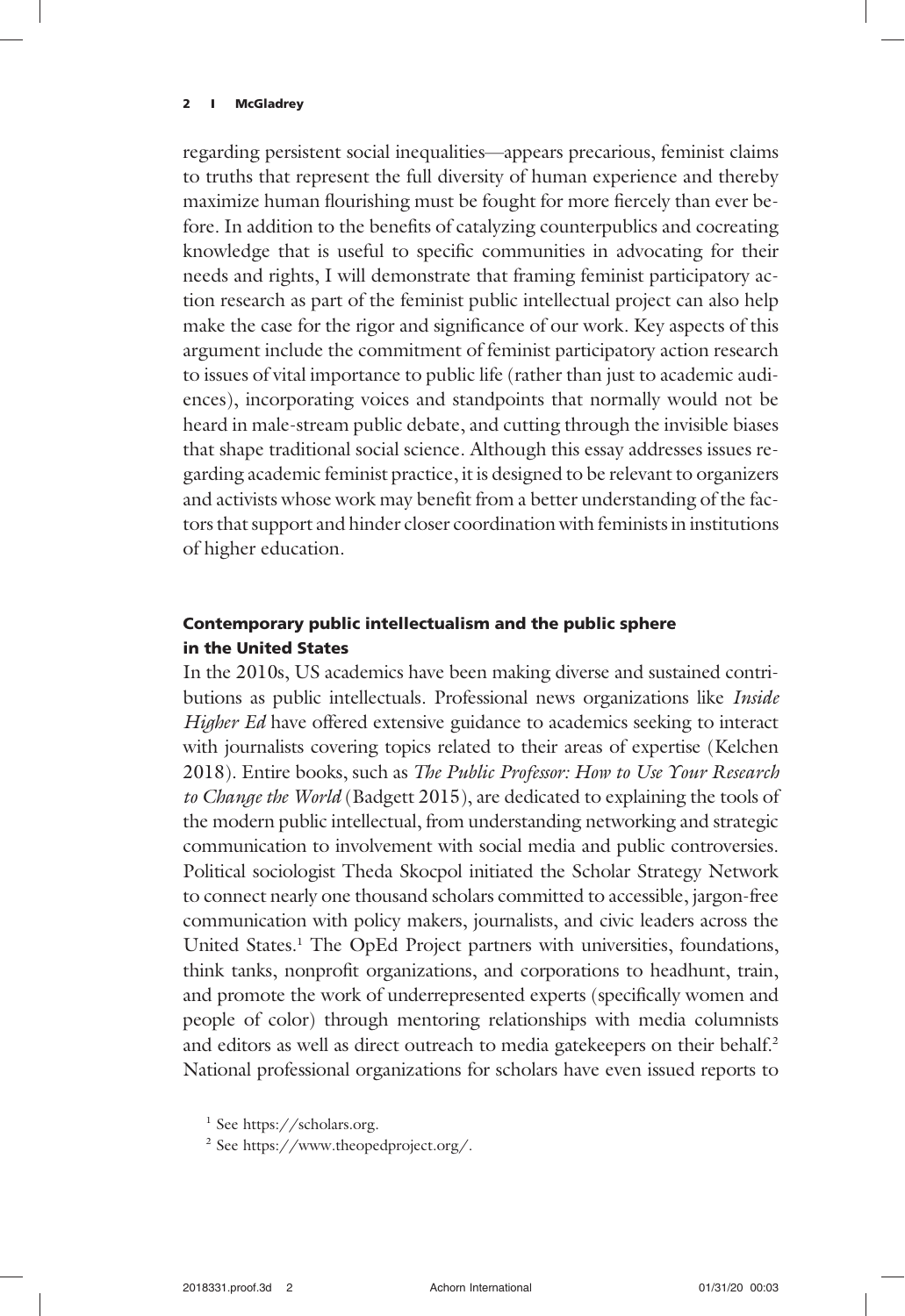regarding persistent social inequalities—appears precarious, feminist claims to truths that represent the full diversity of human experience and thereby maximize human flourishing must be fought for more fiercely than ever before. In addition to the benefits of catalyzing counterpublics and cocreating knowledge that is useful to specific communities in advocating for their needs and rights, I will demonstrate that framing feminist participatory action research as part of the feminist public intellectual project can also help make the case for the rigor and significance of our work. Key aspects of this argument include the commitment of feminist participatory action research to issues of vital importance to public life (rather than just to academic audiences), incorporating voices and standpoints that normally would not be heard in male-stream public debate, and cutting through the invisible biases that shape traditional social science. Although this essay addresses issues regarding academic feminist practice, it is designed to be relevant to organizers and activists whose work may benefit from a better understanding of the factors that support and hinder closer coordination with feminists in institutions of higher education.

## Contemporary public intellectualism and the public sphere in the United States

In the 2010s, US academics have been making diverse and sustained contributions as public intellectuals. Professional news organizations like *Inside Higher Ed* have offered extensive guidance to academics seeking to interact with journalists covering topics related to their areas of expertise (Kelchen 2018). Entire books, such as *The Public Professor: How to Use Your Research to Change the World* (Badgett 2015), are dedicated to explaining the tools of the modern public intellectual, from understanding networking and strategic communication to involvement with social media and public controversies. Political sociologist Theda Skocpol initiated the Scholar Strategy Network to connect nearly one thousand scholars committed to accessible, jargon-free communication with policy makers, journalists, and civic leaders across the United States.[1] The OpEd Project partners with universities, foundations, think tanks, nonprofit organizations, and corporations to headhunt, train, and promote the work of underrepresented experts (specifically women and people of color) through mentoring relationships with media columnists and editors as well as direct outreach to media gatekeepers on their behalf.[2] National professional organizations for scholars have even issued reports to

[1] See https://scholars.org.

[2] See https://www.theopedproject.org/.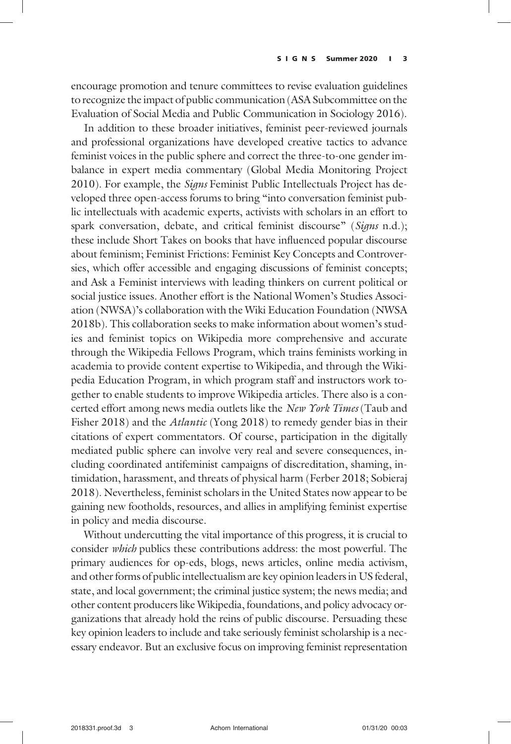encourage promotion and tenure committees to revise evaluation guidelines to recognize the impact of public communication (ASA Subcommittee on the Evaluation of Social Media and Public Communication in Sociology 2016).

In addition to these broader initiatives, feminist peer-reviewed journals and professional organizations have developed creative tactics to advance feminist voices in the public sphere and correct the three-to-one gender imbalance in expert media commentary (Global Media Monitoring Project 2010). For example, the *Signs* Feminist Public Intellectuals Project has developed three open-access forums to bring "into conversation feminist public intellectuals with academic experts, activists with scholars in an effort to spark conversation, debate, and critical feminist discourse" (*Signs* n.d.); these include Short Takes on books that have influenced popular discourse about feminism; Feminist Frictions: Feminist Key Concepts and Controversies, which offer accessible and engaging discussions of feminist concepts; and Ask a Feminist interviews with leading thinkers on current political or social justice issues. Another effort is the National Women's Studies Association (NWSA)'s collaboration with the Wiki Education Foundation (NWSA 2018b). This collaboration seeks to make information about women's studies and feminist topics on Wikipedia more comprehensive and accurate through the Wikipedia Fellows Program, which trains feminists working in academia to provide content expertise to Wikipedia, and through the Wikipedia Education Program, in which program staff and instructors work together to enable students to improve Wikipedia articles. There also is a concerted effort among news media outlets like the *New York Times* (Taub and Fisher 2018) and the *Atlantic* (Yong 2018) to remedy gender bias in their citations of expert commentators. Of course, participation in the digitally mediated public sphere can involve very real and severe consequences, including coordinated antifeminist campaigns of discreditation, shaming, intimidation, harassment, and threats of physical harm (Ferber 2018; Sobieraj 2018). Nevertheless, feminist scholars in the United States now appear to be gaining new footholds, resources, and allies in amplifying feminist expertise in policy and media discourse.

Without undercutting the vital importance of this progress, it is crucial to consider *which* publics these contributions address: the most powerful. The primary audiences for op-eds, blogs, news articles, online media activism, and other forms of public intellectualism are key opinion leaders in US federal, state, and local government; the criminal justice system; the news media; and other content producers like Wikipedia, foundations, and policy advocacy organizations that already hold the reins of public discourse. Persuading these key opinion leaders to include and take seriously feminist scholarship is a necessary endeavor. But an exclusive focus on improving feminist representation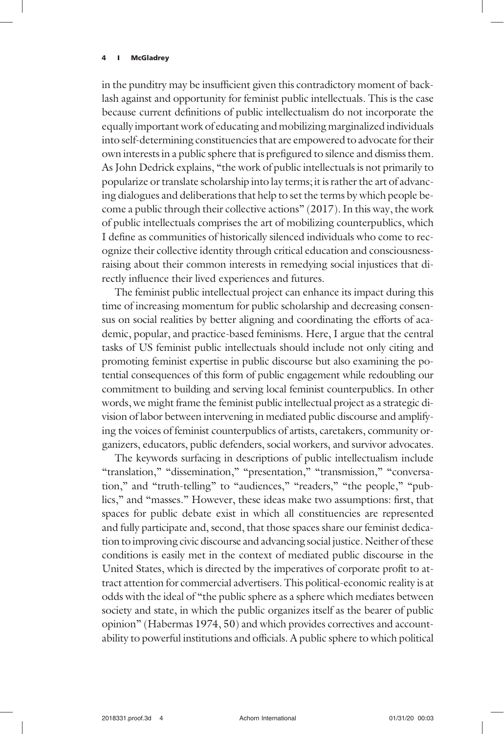in the punditry may be insufficient given this contradictory moment of backlash against and opportunity for feminist public intellectuals. This is the case because current definitions of public intellectualism do not incorporate the equally important work of educating and mobilizing marginalized individuals into self-determining constituencies that are empowered to advocate for their own interests in a public sphere that is prefigured to silence and dismiss them. As John Dedrick explains, "the work of public intellectuals is not primarily to popularize or translate scholarship into lay terms; it is rather the art of advancing dialogues and deliberations that help to set the terms by which people become a public through their collective actions" (2017). In this way, the work of public intellectuals comprises the art of mobilizing counterpublics, which I define as communities of historically silenced individuals who come to recognize their collective identity through critical education and consciousness-raising about their common interests in remedying social injustices that directly influence their lived experiences and futures.

The feminist public intellectual project can enhance its impact during this time of increasing momentum for public scholarship and decreasing consensus on social realities by better aligning and coordinating the efforts of academic, popular, and practice-based feminisms. Here, I argue that the central tasks of US feminist public intellectuals should include not only citing and promoting feminist expertise in public discourse but also examining the potential consequences of this form of public engagement while redoubling our commitment to building and serving local feminist counterpublics. In other words, we might frame the feminist public intellectual project as a strategic division of labor between intervening in mediated public discourse and amplifying the voices of feminist counterpublics of artists, caretakers, community organizers, educators, public defenders, social workers, and survivor advocates.

The keywords surfacing in descriptions of public intellectualism include "translation," "dissemination," "presentation," "transmission," "conversation," and "truth-telling" to "audiences," "readers," "the people," "publics," and "masses." However, these ideas make two assumptions: first, that spaces for public debate exist in which all constituencies are represented and fully participate and, second, that those spaces share our feminist dedication to improving civic discourse and advancing social justice. Neither of these conditions is easily met in the context of mediated public discourse in the United States, which is directed by the imperatives of corporate profit to attract attention for commercial advertisers. This political-economic reality is at odds with the ideal of "the public sphere as a sphere which mediates between society and state, in which the public organizes itself as the bearer of public opinion" (Habermas 1974, 50) and which provides correctives and accountability to powerful institutions and officials. A public sphere to which political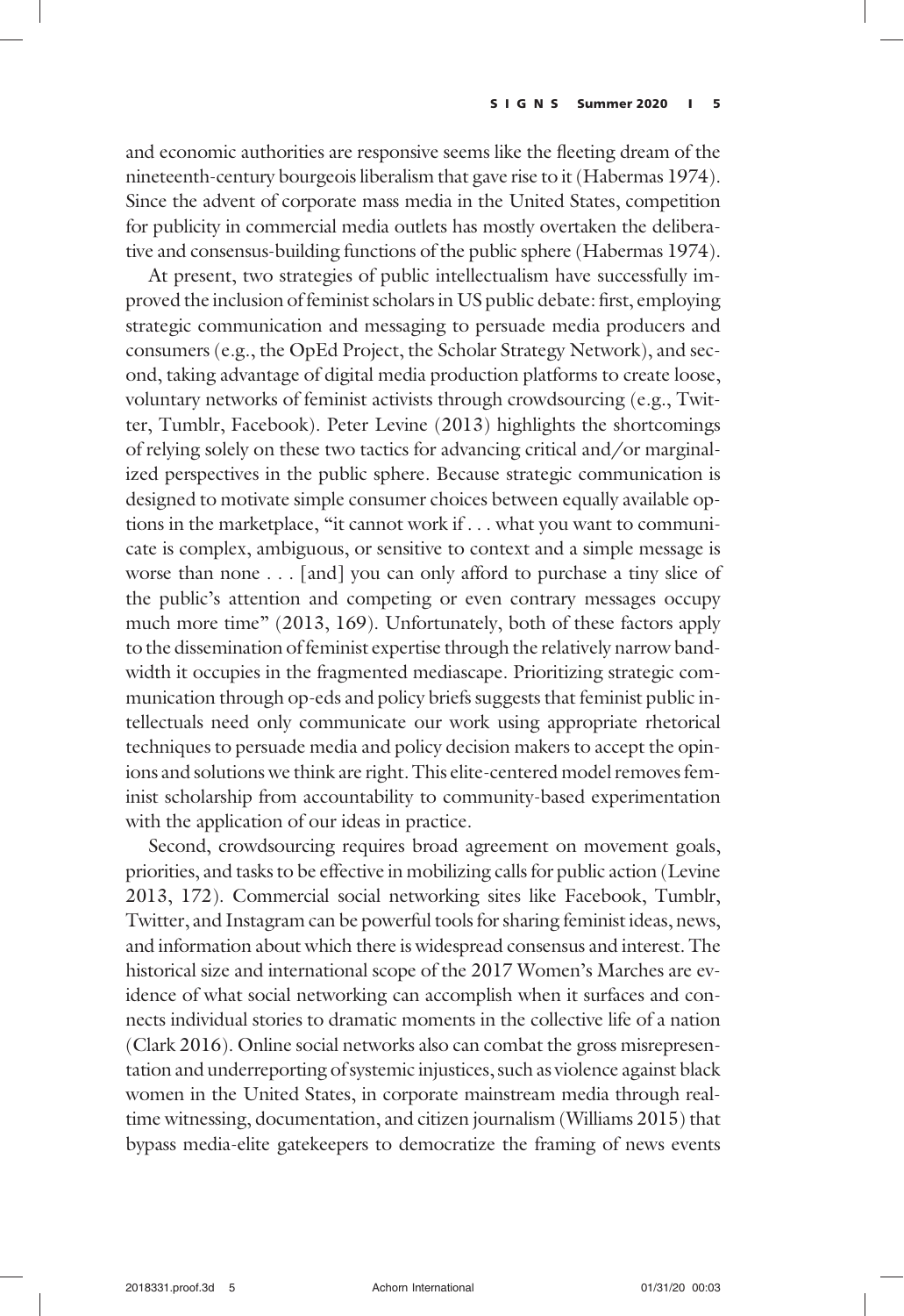and economic authorities are responsive seems like the fleeting dream of the nineteenth-century bourgeois liberalism that gave rise to it (Habermas 1974). Since the advent of corporate mass media in the United States, competition for publicity in commercial media outlets has mostly overtaken the deliberative and consensus-building functions of the public sphere (Habermas 1974).

At present, two strategies of public intellectualism have successfully improved the inclusion of feminist scholars in US public debate: first, employing strategic communication and messaging to persuade media producers and consumers (e.g., the OpEd Project, the Scholar Strategy Network), and second, taking advantage of digital media production platforms to create loose, voluntary networks of feminist activists through crowdsourcing (e.g., Twitter, Tumblr, Facebook). Peter Levine (2013) highlights the shortcomings of relying solely on these two tactics for advancing critical and/or marginalized perspectives in the public sphere. Because strategic communication is designed to motivate simple consumer choices between equally available options in the marketplace, "it cannot work if . . . what you want to communicate is complex, ambiguous, or sensitive to context and a simple message is worse than none . . . [and] you can only afford to purchase a tiny slice of the public's attention and competing or even contrary messages occupy much more time" (2013, 169). Unfortunately, both of these factors apply to the dissemination of feminist expertise through the relatively narrow bandwidth it occupies in the fragmented mediascape. Prioritizing strategic communication through op-eds and policy briefs suggests that feminist public intellectuals need only communicate our work using appropriate rhetorical techniques to persuade media and policy decision makers to accept the opinions and solutions we think are right. This elite-centered model removes feminist scholarship from accountability to community-based experimentation with the application of our ideas in practice.

Second, crowdsourcing requires broad agreement on movement goals, priorities, and tasks to be effective in mobilizing calls for public action (Levine 2013, 172). Commercial social networking sites like Facebook, Tumblr, Twitter, and Instagram can be powerful tools for sharing feminist ideas, news, and information about which there is widespread consensus and interest. The historical size and international scope of the 2017 Women's Marches are evidence of what social networking can accomplish when it surfaces and connects individual stories to dramatic moments in the collective life of a nation (Clark 2016). Online social networks also can combat the gross misrepresentation and underreporting of systemic injustices, such as violence against black women in the United States, in corporate mainstream media through real-time witnessing, documentation, and citizen journalism (Williams 2015) that bypass media-elite gatekeepers to democratize the framing of news events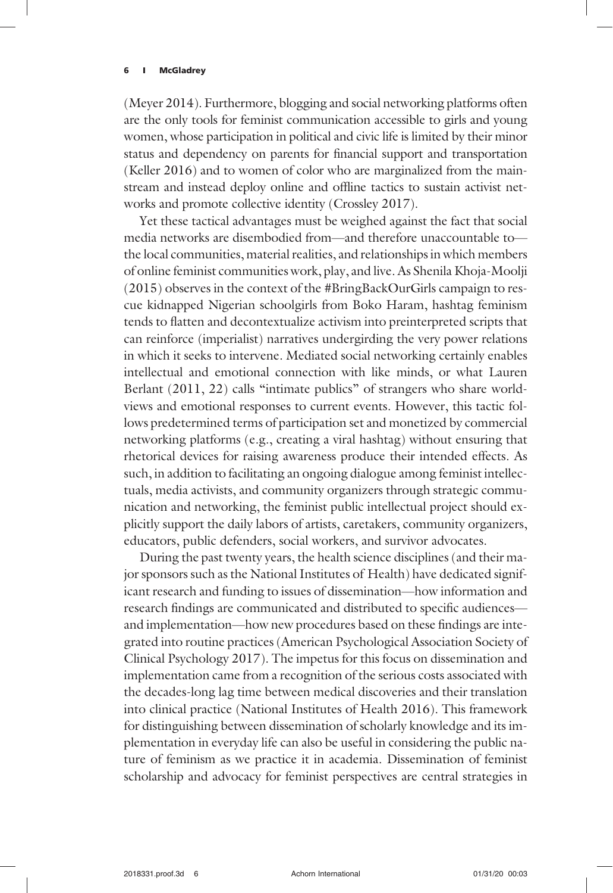(Meyer 2014). Furthermore, blogging and social networking platforms often are the only tools for feminist communication accessible to girls and young women, whose participation in political and civic life is limited by their minor status and dependency on parents for financial support and transportation (Keller 2016) and to women of color who are marginalized from the mainstream and instead deploy online and offline tactics to sustain activist networks and promote collective identity (Crossley 2017).

Yet these tactical advantages must be weighed against the fact that social media networks are disembodied from—and therefore unaccountable to—the local communities, material realities, and relationships in which members of online feminist communities work, play, and live. As Shenila Khoja-Moolji (2015) observes in the context of the #BringBackOurGirls campaign to rescue kidnapped Nigerian schoolgirls from Boko Haram, hashtag feminism tends to flatten and decontextualize activism into preinterpreted scripts that can reinforce (imperialist) narratives undergirding the very power relations in which it seeks to intervene. Mediated social networking certainly enables intellectual and emotional connection with like minds, or what Lauren Berlant (2011, 22) calls "intimate publics" of strangers who share worldviews and emotional responses to current events. However, this tactic follows predetermined terms of participation set and monetized by commercial networking platforms (e.g., creating a viral hashtag) without ensuring that rhetorical devices for raising awareness produce their intended effects. As such, in addition to facilitating an ongoing dialogue among feminist intellectuals, media activists, and community organizers through strategic communication and networking, the feminist public intellectual project should explicitly support the daily labors of artists, caretakers, community organizers, educators, public defenders, social workers, and survivor advocates.

During the past twenty years, the health science disciplines (and their major sponsors such as the National Institutes of Health) have dedicated significant research and funding to issues of dissemination—how information and research findings are communicated and distributed to specific audiences—and implementation—how new procedures based on these findings are integrated into routine practices (American Psychological Association Society of Clinical Psychology 2017). The impetus for this focus on dissemination and implementation came from a recognition of the serious costs associated with the decades-long lag time between medical discoveries and their translation into clinical practice (National Institutes of Health 2016). This framework for distinguishing between dissemination of scholarly knowledge and its implementation in everyday life can also be useful in considering the public nature of feminism as we practice it in academia. Dissemination of feminist scholarship and advocacy for feminist perspectives are central strategies in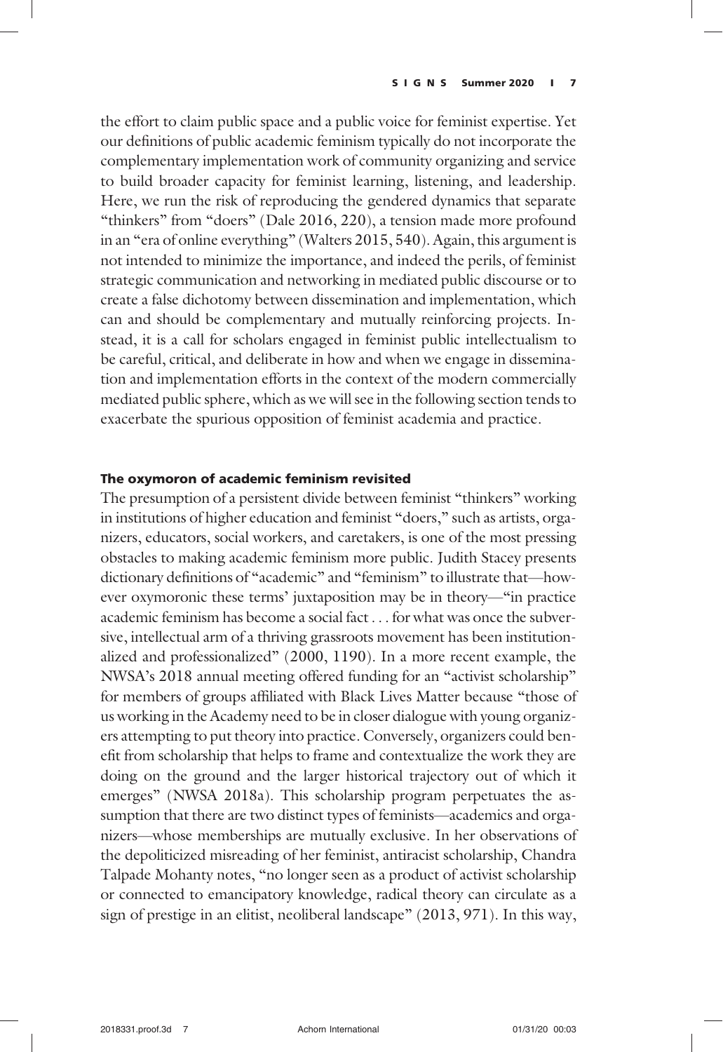the effort to claim public space and a public voice for feminist expertise. Yet our definitions of public academic feminism typically do not incorporate the complementary implementation work of community organizing and service to build broader capacity for feminist learning, listening, and leadership. Here, we run the risk of reproducing the gendered dynamics that separate "thinkers" from "doers" (Dale 2016, 220), a tension made more profound in an "era of online everything" (Walters 2015, 540). Again, this argument is not intended to minimize the importance, and indeed the perils, of feminist strategic communication and networking in mediated public discourse or to create a false dichotomy between dissemination and implementation, which can and should be complementary and mutually reinforcing projects. Instead, it is a call for scholars engaged in feminist public intellectualism to be careful, critical, and deliberate in how and when we engage in dissemination and implementation efforts in the context of the modern commercially mediated public sphere, which as we will see in the following section tends to exacerbate the spurious opposition of feminist academia and practice.

## The oxymoron of academic feminism revisited

The presumption of a persistent divide between feminist "thinkers" working in institutions of higher education and feminist "doers," such as artists, organizers, educators, social workers, and caretakers, is one of the most pressing obstacles to making academic feminism more public. Judith Stacey presents dictionary definitions of "academic" and "feminism" to illustrate that—however oxymoronic these terms' juxtaposition may be in theory—"in practice academic feminism has become a social fact . . . for what was once the subversive, intellectual arm of a thriving grassroots movement has been institutionalized and professionalized" (2000, 1190). In a more recent example, the NWSA's 2018 annual meeting offered funding for an "activist scholarship" for members of groups affiliated with Black Lives Matter because "those of us working in the Academy need to be in closer dialogue with young organizers attempting to put theory into practice. Conversely, organizers could benefit from scholarship that helps to frame and contextualize the work they are doing on the ground and the larger historical trajectory out of which it emerges" (NWSA 2018a). This scholarship program perpetuates the assumption that there are two distinct types of feminists—academics and organizers—whose memberships are mutually exclusive. In her observations of the depoliticized misreading of her feminist, antiracist scholarship, Chandra Talpade Mohanty notes, "no longer seen as a product of activist scholarship or connected to emancipatory knowledge, radical theory can circulate as a sign of prestige in an elitist, neoliberal landscape" (2013, 971). In this way,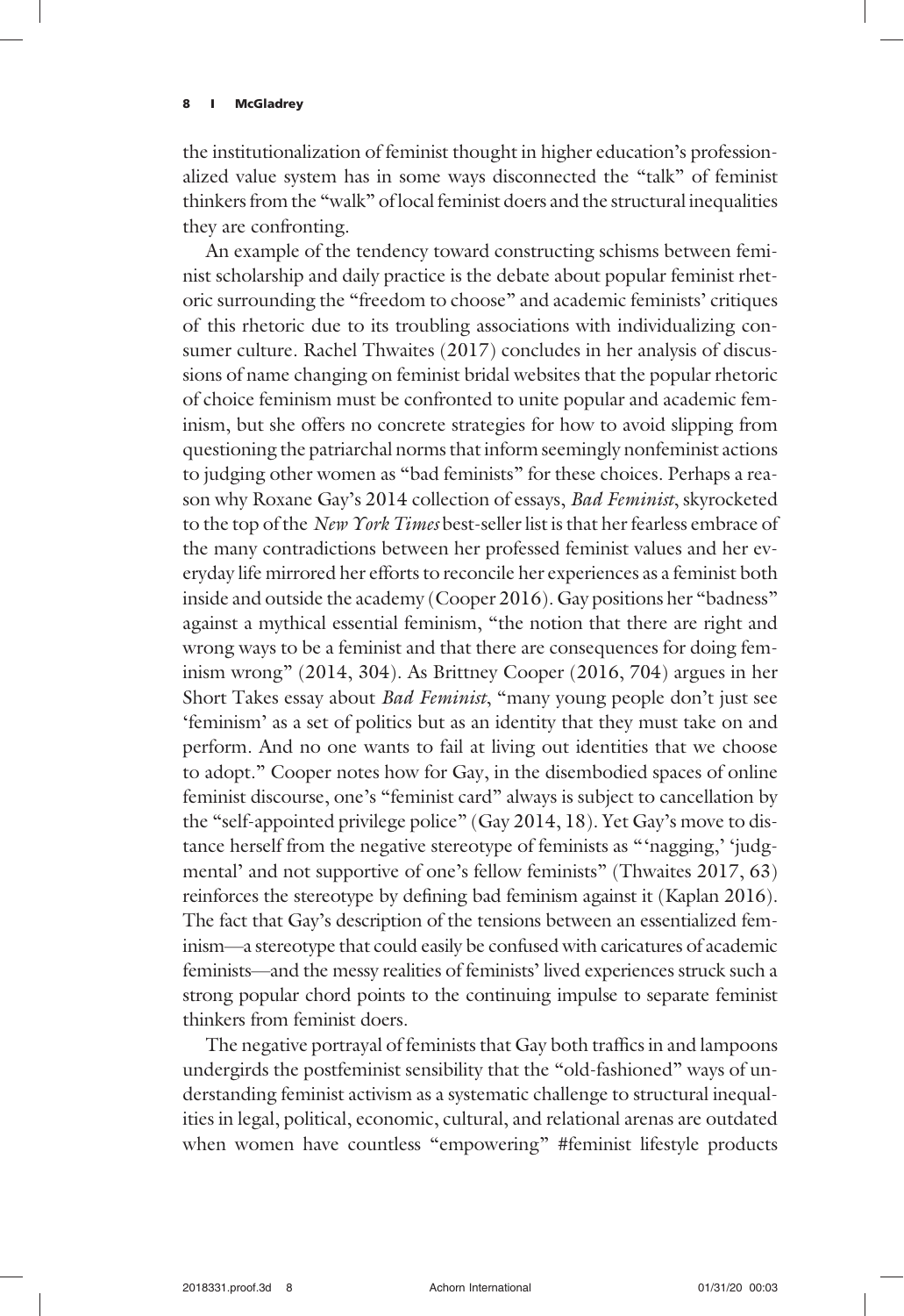the institutionalization of feminist thought in higher education's professionalized value system has in some ways disconnected the "talk" of feminist thinkers from the "walk" of local feminist doers and the structural inequalities they are confronting.

An example of the tendency toward constructing schisms between feminist scholarship and daily practice is the debate about popular feminist rhetoric surrounding the "freedom to choose" and academic feminists' critiques of this rhetoric due to its troubling associations with individualizing consumer culture. Rachel Thwaites (2017) concludes in her analysis of discussions of name changing on feminist bridal websites that the popular rhetoric of choice feminism must be confronted to unite popular and academic feminism, but she offers no concrete strategies for how to avoid slipping from questioning the patriarchal norms that inform seemingly nonfeminist actions to judging other women as "bad feminists" for these choices. Perhaps a reason why Roxane Gay's 2014 collection of essays, *Bad Feminist*, skyrocketed to the top of the *New York Times* best-seller list is that her fearless embrace of the many contradictions between her professed feminist values and her everyday life mirrored her efforts to reconcile her experiences as a feminist both inside and outside the academy (Cooper 2016). Gay positions her "badness" against a mythical essential feminism, "the notion that there are right and wrong ways to be a feminist and that there are consequences for doing feminism wrong" (2014, 304). As Brittney Cooper (2016, 704) argues in her Short Takes essay about *Bad Feminist*, "many young people don't just see 'feminism' as a set of politics but as an identity that they must take on and perform. And no one wants to fail at living out identities that we choose to adopt." Cooper notes how for Gay, in the disembodied spaces of online feminist discourse, one's "feminist card" always is subject to cancellation by the "self-appointed privilege police" (Gay 2014, 18). Yet Gay's move to distance herself from the negative stereotype of feminists as "'nagging,' 'judgmental' and not supportive of one's fellow feminists" (Thwaites 2017, 63) reinforces the stereotype by defining bad feminism against it (Kaplan 2016). The fact that Gay's description of the tensions between an essentialized feminism—a stereotype that could easily be confused with caricatures of academic feminists—and the messy realities of feminists' lived experiences struck such a strong popular chord points to the continuing impulse to separate feminist thinkers from feminist doers.

The negative portrayal of feminists that Gay both traffics in and lampoons undergirds the postfeminist sensibility that the "old-fashioned" ways of understanding feminist activism as a systematic challenge to structural inequalities in legal, political, economic, cultural, and relational arenas are outdated when women have countless "empowering" #feminist lifestyle products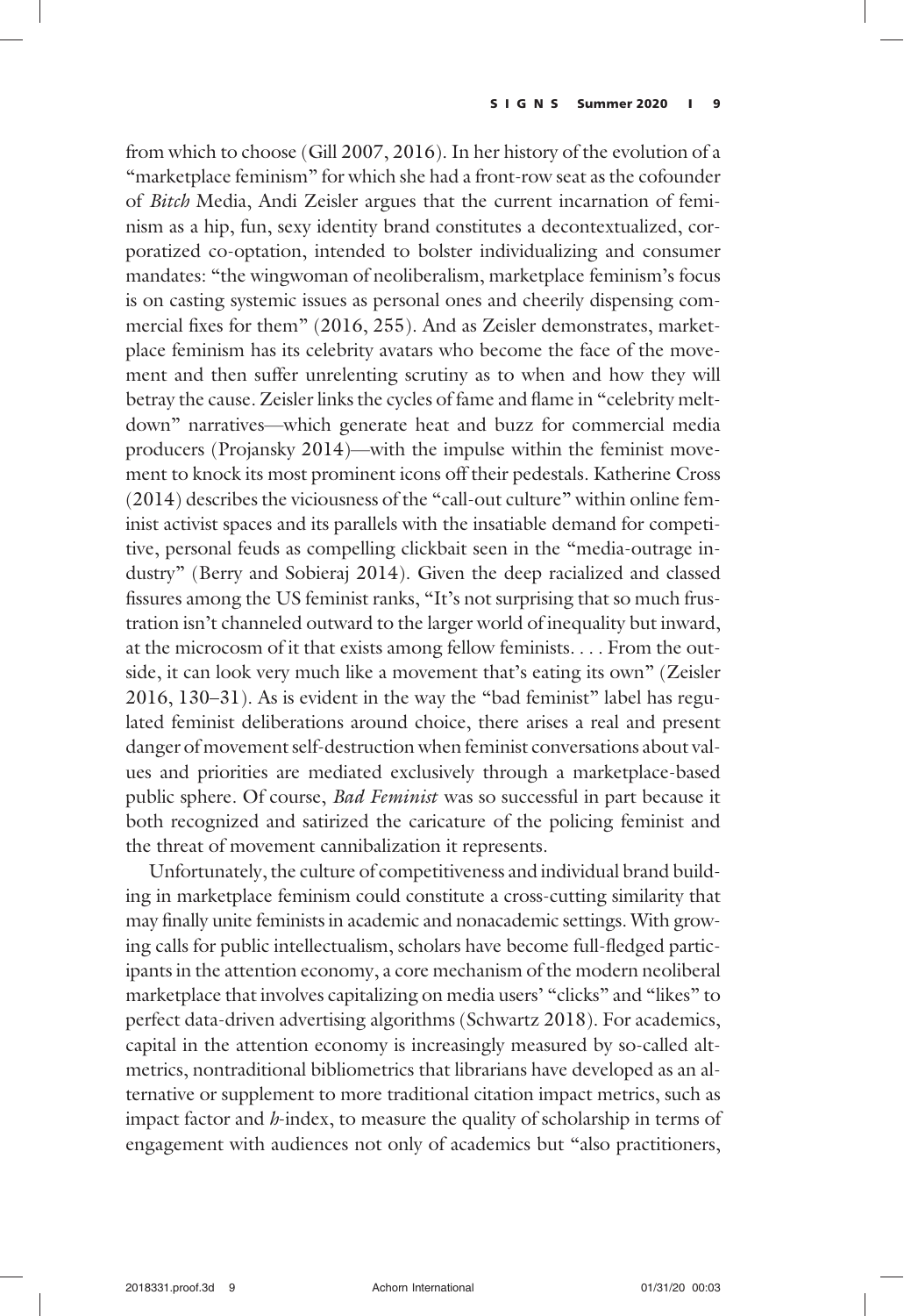from which to choose (Gill 2007, 2016). In her history of the evolution of a "marketplace feminism" for which she had a front-row seat as the cofounder of *Bitch* Media, Andi Zeisler argues that the current incarnation of feminism as a hip, fun, sexy identity brand constitutes a decontextualized, corporatized co-optation, intended to bolster individualizing and consumer mandates: "the wingwoman of neoliberalism, marketplace feminism's focus is on casting systemic issues as personal ones and cheerily dispensing commercial fixes for them" (2016, 255). And as Zeisler demonstrates, marketplace feminism has its celebrity avatars who become the face of the movement and then suffer unrelenting scrutiny as to when and how they will betray the cause. Zeisler links the cycles of fame and flame in "celebrity meltdown" narratives—which generate heat and buzz for commercial media producers (Projansky 2014)—with the impulse within the feminist movement to knock its most prominent icons off their pedestals. Katherine Cross (2014) describes the viciousness of the "call-out culture" within online feminist activist spaces and its parallels with the insatiable demand for competitive, personal feuds as compelling clickbait seen in the "media-outrage industry" (Berry and Sobieraj 2014). Given the deep racialized and classed fissures among the US feminist ranks, "It's not surprising that so much frustration isn't channeled outward to the larger world of inequality but inward, at the microcosm of it that exists among fellow feminists. . . . From the outside, it can look very much like a movement that's eating its own" (Zeisler 2016, 130–31). As is evident in the way the "bad feminist" label has regulated feminist deliberations around choice, there arises a real and present danger of movement self-destruction when feminist conversations about values and priorities are mediated exclusively through a marketplace-based public sphere. Of course, *Bad Feminist* was so successful in part because it both recognized and satirized the caricature of the policing feminist and the threat of movement cannibalization it represents.

Unfortunately, the culture of competitiveness and individual brand building in marketplace feminism could constitute a cross-cutting similarity that may finally unite feminists in academic and nonacademic settings. With growing calls for public intellectualism, scholars have become full-fledged participants in the attention economy, a core mechanism of the modern neoliberal marketplace that involves capitalizing on media users' "clicks" and "likes" to perfect data-driven advertising algorithms (Schwartz 2018). For academics, capital in the attention economy is increasingly measured by so-called altmetrics, nontraditional bibliometrics that librarians have developed as an alternative or supplement to more traditional citation impact metrics, such as impact factor and *h*-index, to measure the quality of scholarship in terms of engagement with audiences not only of academics but "also practitioners,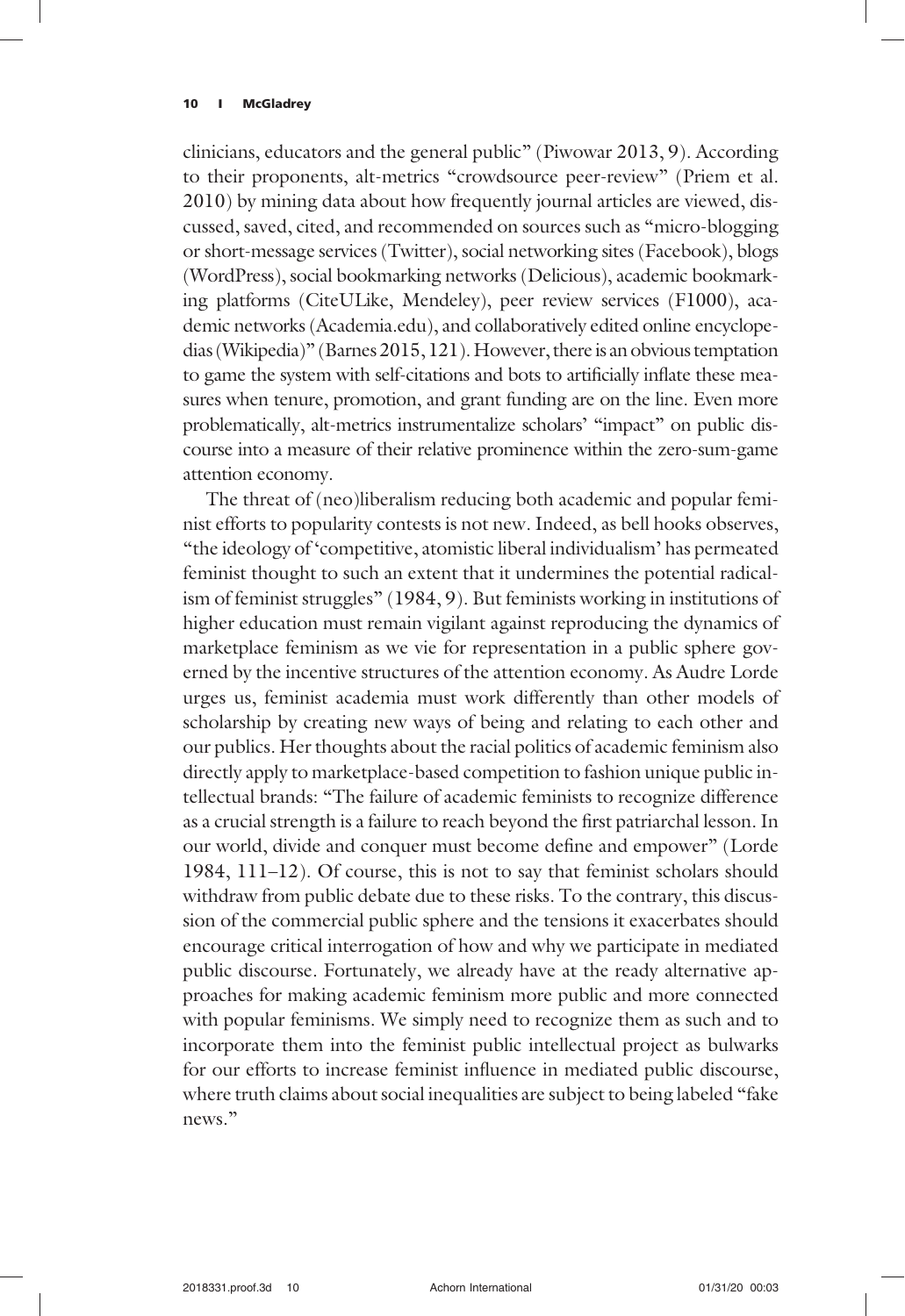clinicians, educators and the general public" (Piwowar 2013, 9). According to their proponents, alt-metrics "crowdsource peer-review" (Priem et al. 2010) by mining data about how frequently journal articles are viewed, discussed, saved, cited, and recommended on sources such as "micro-blogging or short-message services (Twitter), social networking sites (Facebook), blogs (WordPress), social bookmarking networks (Delicious), academic bookmarking platforms (CiteULike, Mendeley), peer review services (F1000), academic networks (Academia.edu), and collaboratively edited online encyclopedias (Wikipedia)" (Barnes 2015, 121). However, there is an obvious temptation to game the system with self-citations and bots to artificially inflate these measures when tenure, promotion, and grant funding are on the line. Even more problematically, alt-metrics instrumentalize scholars' "impact" on public discourse into a measure of their relative prominence within the zero-sum-game attention economy.

The threat of (neo)liberalism reducing both academic and popular feminist efforts to popularity contests is not new. Indeed, as bell hooks observes, "the ideology of 'competitive, atomistic liberal individualism' has permeated feminist thought to such an extent that it undermines the potential radicalism of feminist struggles" (1984, 9). But feminists working in institutions of higher education must remain vigilant against reproducing the dynamics of marketplace feminism as we vie for representation in a public sphere governed by the incentive structures of the attention economy. As Audre Lorde urges us, feminist academia must work differently than other models of scholarship by creating new ways of being and relating to each other and our publics. Her thoughts about the racial politics of academic feminism also directly apply to marketplace-based competition to fashion unique public intellectual brands: "The failure of academic feminists to recognize difference as a crucial strength is a failure to reach beyond the first patriarchal lesson. In our world, divide and conquer must become define and empower" (Lorde 1984, 111–12). Of course, this is not to say that feminist scholars should withdraw from public debate due to these risks. To the contrary, this discussion of the commercial public sphere and the tensions it exacerbates should encourage critical interrogation of how and why we participate in mediated public discourse. Fortunately, we already have at the ready alternative approaches for making academic feminism more public and more connected with popular feminisms. We simply need to recognize them as such and to incorporate them into the feminist public intellectual project as bulwarks for our efforts to increase feminist influence in mediated public discourse, where truth claims about social inequalities are subject to being labeled "fake news."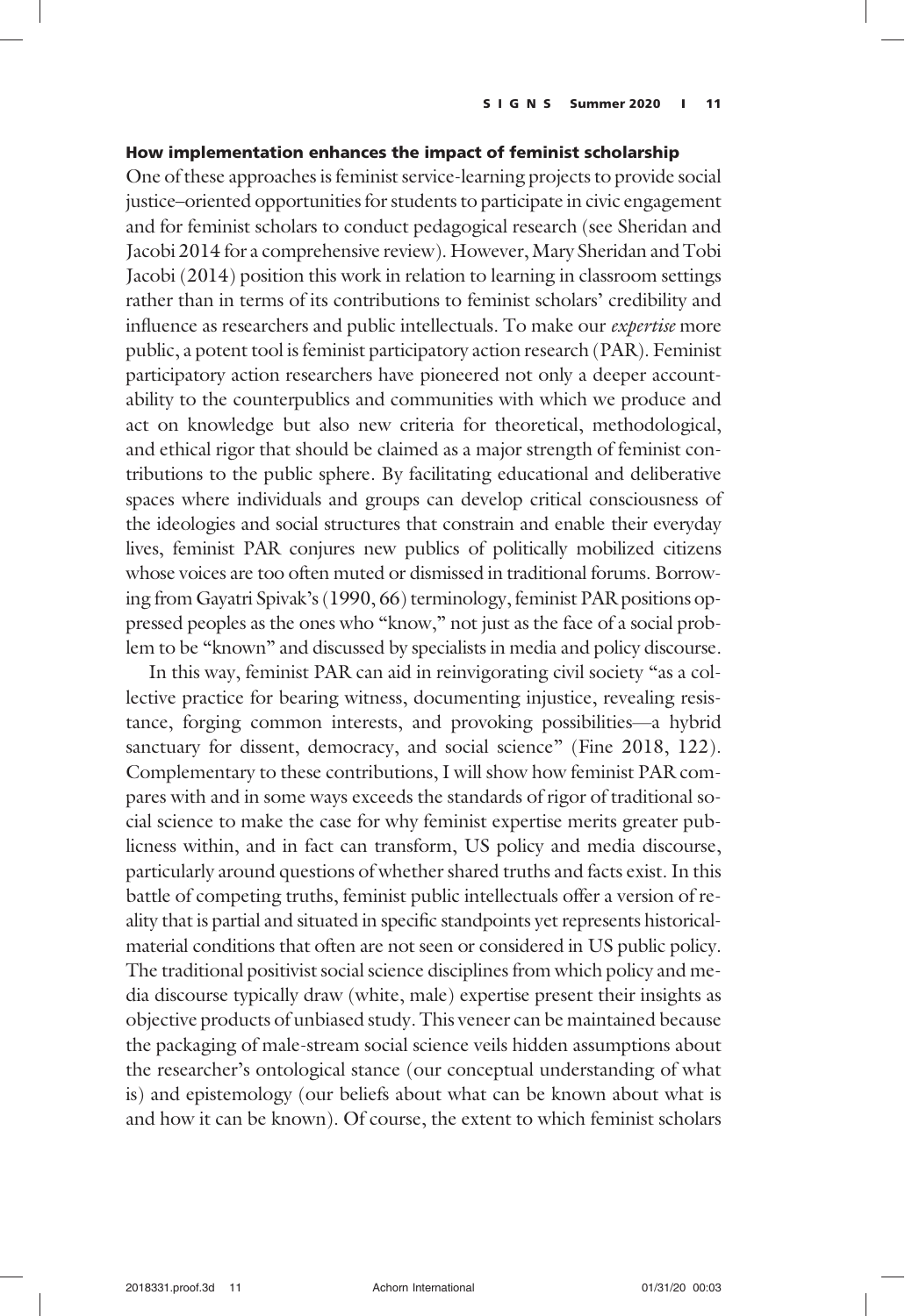## How implementation enhances the impact of feminist scholarship

One of these approaches is feminist service-learning projects to provide social justice–oriented opportunities for students to participate in civic engagement and for feminist scholars to conduct pedagogical research (see Sheridan and Jacobi 2014 for a comprehensive review). However, Mary Sheridan and Tobi Jacobi (2014) position this work in relation to learning in classroom settings rather than in terms of its contributions to feminist scholars' credibility and influence as researchers and public intellectuals. To make our *expertise* more public, a potent tool is feminist participatory action research (PAR). Feminist participatory action researchers have pioneered not only a deeper accountability to the counterpublics and communities with which we produce and act on knowledge but also new criteria for theoretical, methodological, and ethical rigor that should be claimed as a major strength of feminist contributions to the public sphere. By facilitating educational and deliberative spaces where individuals and groups can develop critical consciousness of the ideologies and social structures that constrain and enable their everyday lives, feminist PAR conjures new publics of politically mobilized citizens whose voices are too often muted or dismissed in traditional forums. Borrowing from Gayatri Spivak's (1990, 66) terminology, feminist PAR positions oppressed peoples as the ones who "know," not just as the face of a social problem to be "known" and discussed by specialists in media and policy discourse.

In this way, feminist PAR can aid in reinvigorating civil society "as a collective practice for bearing witness, documenting injustice, revealing resistance, forging common interests, and provoking possibilities—a hybrid sanctuary for dissent, democracy, and social science" (Fine 2018, 122). Complementary to these contributions, I will show how feminist PAR compares with and in some ways exceeds the standards of rigor of traditional social science to make the case for why feminist expertise merits greater publicness within, and in fact can transform, US policy and media discourse, particularly around questions of whether shared truths and facts exist. In this battle of competing truths, feminist public intellectuals offer a version of reality that is partial and situated in specific standpoints yet represents historical-material conditions that often are not seen or considered in US public policy. The traditional positivist social science disciplines from which policy and media discourse typically draw (white, male) expertise present their insights as objective products of unbiased study. This veneer can be maintained because the packaging of male-stream social science veils hidden assumptions about the researcher's ontological stance (our conceptual understanding of what is) and epistemology (our beliefs about what can be known about what is and how it can be known). Of course, the extent to which feminist scholars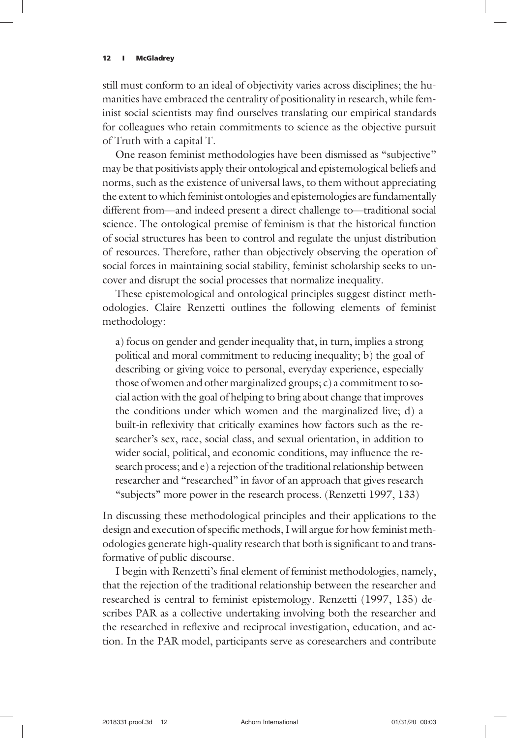still must conform to an ideal of objectivity varies across disciplines; the humanities have embraced the centrality of positionality in research, while feminist social scientists may find ourselves translating our empirical standards for colleagues who retain commitments to science as the objective pursuit of Truth with a capital T.

One reason feminist methodologies have been dismissed as "subjective" may be that positivists apply their ontological and epistemological beliefs and norms, such as the existence of universal laws, to them without appreciating the extent to which feminist ontologies and epistemologies are fundamentally different from—and indeed present a direct challenge to—traditional social science. The ontological premise of feminism is that the historical function of social structures has been to control and regulate the unjust distribution of resources. Therefore, rather than objectively observing the operation of social forces in maintaining social stability, feminist scholarship seeks to uncover and disrupt the social processes that normalize inequality.

These epistemological and ontological principles suggest distinct methodologies. Claire Renzetti outlines the following elements of feminist methodology:

> a) focus on gender and gender inequality that, in turn, implies a strong political and moral commitment to reducing inequality; b) the goal of describing or giving voice to personal, everyday experience, especially those of women and other marginalized groups; c) a commitment to social action with the goal of helping to bring about change that improves the conditions under which women and the marginalized live; d) a built-in reflexivity that critically examines how factors such as the researcher's sex, race, social class, and sexual orientation, in addition to wider social, political, and economic conditions, may influence the research process; and e) a rejection of the traditional relationship between researcher and "researched" in favor of an approach that gives research "subjects" more power in the research process. (Renzetti 1997, 133)

In discussing these methodological principles and their applications to the design and execution of specific methods, I will argue for how feminist methodologies generate high-quality research that both is significant to and transformative of public discourse.

I begin with Renzetti's final element of feminist methodologies, namely, that the rejection of the traditional relationship between the researcher and researched is central to feminist epistemology. Renzetti (1997, 135) describes PAR as a collective undertaking involving both the researcher and the researched in reflexive and reciprocal investigation, education, and action. In the PAR model, participants serve as coresearchers and contribute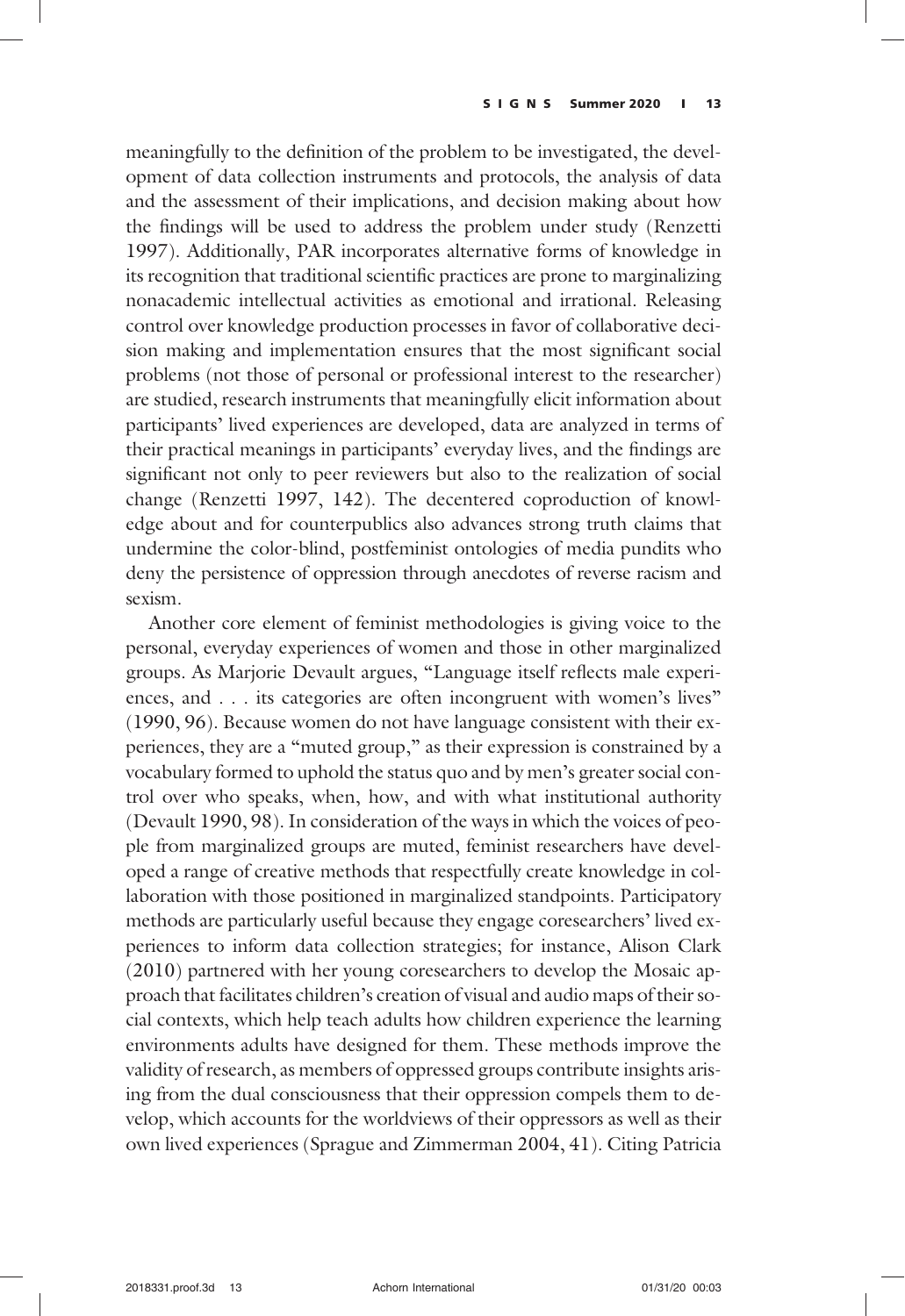meaningfully to the definition of the problem to be investigated, the development of data collection instruments and protocols, the analysis of data and the assessment of their implications, and decision making about how the findings will be used to address the problem under study (Renzetti 1997). Additionally, PAR incorporates alternative forms of knowledge in its recognition that traditional scientific practices are prone to marginalizing nonacademic intellectual activities as emotional and irrational. Releasing control over knowledge production processes in favor of collaborative decision making and implementation ensures that the most significant social problems (not those of personal or professional interest to the researcher) are studied, research instruments that meaningfully elicit information about participants' lived experiences are developed, data are analyzed in terms of their practical meanings in participants' everyday lives, and the findings are significant not only to peer reviewers but also to the realization of social change (Renzetti 1997, 142). The decentered coproduction of knowledge about and for counterpublics also advances strong truth claims that undermine the color-blind, postfeminist ontologies of media pundits who deny the persistence of oppression through anecdotes of reverse racism and sexism.

Another core element of feminist methodologies is giving voice to the personal, everyday experiences of women and those in other marginalized groups. As Marjorie Devault argues, "Language itself reflects male experiences, and . . . its categories are often incongruent with women's lives" (1990, 96). Because women do not have language consistent with their experiences, they are a "muted group," as their expression is constrained by a vocabulary formed to uphold the status quo and by men's greater social control over who speaks, when, how, and with what institutional authority (Devault 1990, 98). In consideration of the ways in which the voices of people from marginalized groups are muted, feminist researchers have developed a range of creative methods that respectfully create knowledge in collaboration with those positioned in marginalized standpoints. Participatory methods are particularly useful because they engage coresearchers' lived experiences to inform data collection strategies; for instance, Alison Clark (2010) partnered with her young coresearchers to develop the Mosaic approach that facilitates children's creation of visual and audio maps of their social contexts, which help teach adults how children experience the learning environments adults have designed for them. These methods improve the validity of research, as members of oppressed groups contribute insights arising from the dual consciousness that their oppression compels them to develop, which accounts for the worldviews of their oppressors as well as their own lived experiences (Sprague and Zimmerman 2004, 41). Citing Patricia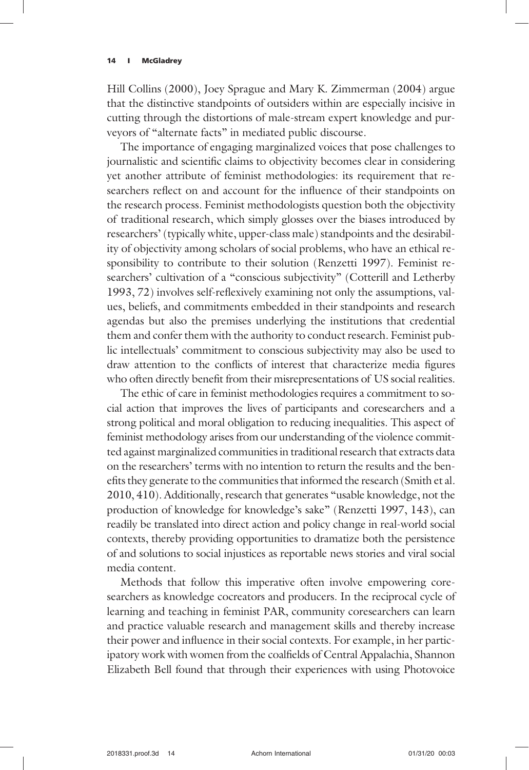Hill Collins (2000), Joey Sprague and Mary K. Zimmerman (2004) argue that the distinctive standpoints of outsiders within are especially incisive in cutting through the distortions of male-stream expert knowledge and purveyors of "alternate facts" in mediated public discourse.

The importance of engaging marginalized voices that pose challenges to journalistic and scientific claims to objectivity becomes clear in considering yet another attribute of feminist methodologies: its requirement that researchers reflect on and account for the influence of their standpoints on the research process. Feminist methodologists question both the objectivity of traditional research, which simply glosses over the biases introduced by researchers' (typically white, upper-class male) standpoints and the desirability of objectivity among scholars of social problems, who have an ethical responsibility to contribute to their solution (Renzetti 1997). Feminist researchers' cultivation of a "conscious subjectivity" (Cotterill and Letherby 1993, 72) involves self-reflexively examining not only the assumptions, values, beliefs, and commitments embedded in their standpoints and research agendas but also the premises underlying the institutions that credential them and confer them with the authority to conduct research. Feminist public intellectuals' commitment to conscious subjectivity may also be used to draw attention to the conflicts of interest that characterize media figures who often directly benefit from their misrepresentations of US social realities.

The ethic of care in feminist methodologies requires a commitment to social action that improves the lives of participants and coresearchers and a strong political and moral obligation to reducing inequalities. This aspect of feminist methodology arises from our understanding of the violence committed against marginalized communities in traditional research that extracts data on the researchers' terms with no intention to return the results and the benefits they generate to the communities that informed the research (Smith et al. 2010, 410). Additionally, research that generates "usable knowledge, not the production of knowledge for knowledge's sake" (Renzetti 1997, 143), can readily be translated into direct action and policy change in real-world social contexts, thereby providing opportunities to dramatize both the persistence of and solutions to social injustices as reportable news stories and viral social media content.

Methods that follow this imperative often involve empowering coresearchers as knowledge cocreators and producers. In the reciprocal cycle of learning and teaching in feminist PAR, community coresearchers can learn and practice valuable research and management skills and thereby increase their power and influence in their social contexts. For example, in her participatory work with women from the coalfields of Central Appalachia, Shannon Elizabeth Bell found that through their experiences with using Photovoice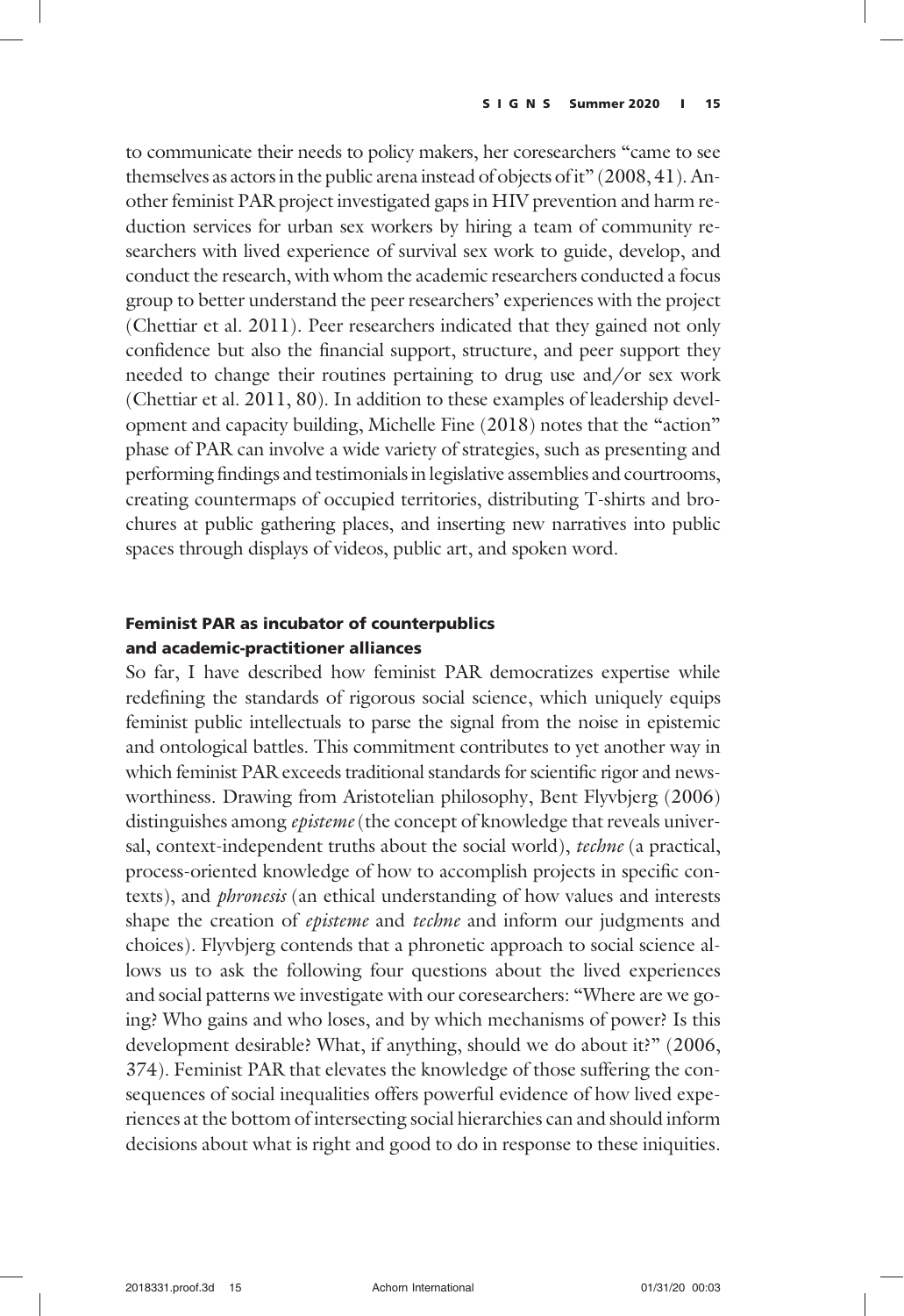to communicate their needs to policy makers, her coresearchers "came to see themselves as actors in the public arena instead of objects of it" (2008, 41). Another feminist PAR project investigated gaps in HIV prevention and harm reduction services for urban sex workers by hiring a team of community researchers with lived experience of survival sex work to guide, develop, and conduct the research, with whom the academic researchers conducted a focus group to better understand the peer researchers' experiences with the project (Chettiar et al. 2011). Peer researchers indicated that they gained not only confidence but also the financial support, structure, and peer support they needed to change their routines pertaining to drug use and/or sex work (Chettiar et al. 2011, 80). In addition to these examples of leadership development and capacity building, Michelle Fine (2018) notes that the "action" phase of PAR can involve a wide variety of strategies, such as presenting and performing findings and testimonials in legislative assemblies and courtrooms, creating countermaps of occupied territories, distributing T-shirts and brochures at public gathering places, and inserting new narratives into public spaces through displays of videos, public art, and spoken word.

## Feminist PAR as incubator of counterpublics and academic-practitioner alliances

So far, I have described how feminist PAR democratizes expertise while redefining the standards of rigorous social science, which uniquely equips feminist public intellectuals to parse the signal from the noise in epistemic and ontological battles. This commitment contributes to yet another way in which feminist PAR exceeds traditional standards for scientific rigor and newsworthiness. Drawing from Aristotelian philosophy, Bent Flyvbjerg (2006) distinguishes among *episteme* (the concept of knowledge that reveals universal, context-independent truths about the social world), *techne* (a practical, process-oriented knowledge of how to accomplish projects in specific contexts), and *phronesis* (an ethical understanding of how values and interests shape the creation of *episteme* and *techne* and inform our judgments and choices). Flyvbjerg contends that a phronetic approach to social science allows us to ask the following four questions about the lived experiences and social patterns we investigate with our coresearchers: "Where are we going? Who gains and who loses, and by which mechanisms of power? Is this development desirable? What, if anything, should we do about it?" (2006, 374). Feminist PAR that elevates the knowledge of those suffering the consequences of social inequalities offers powerful evidence of how lived experiences at the bottom of intersecting social hierarchies can and should inform decisions about what is right and good to do in response to these iniquities.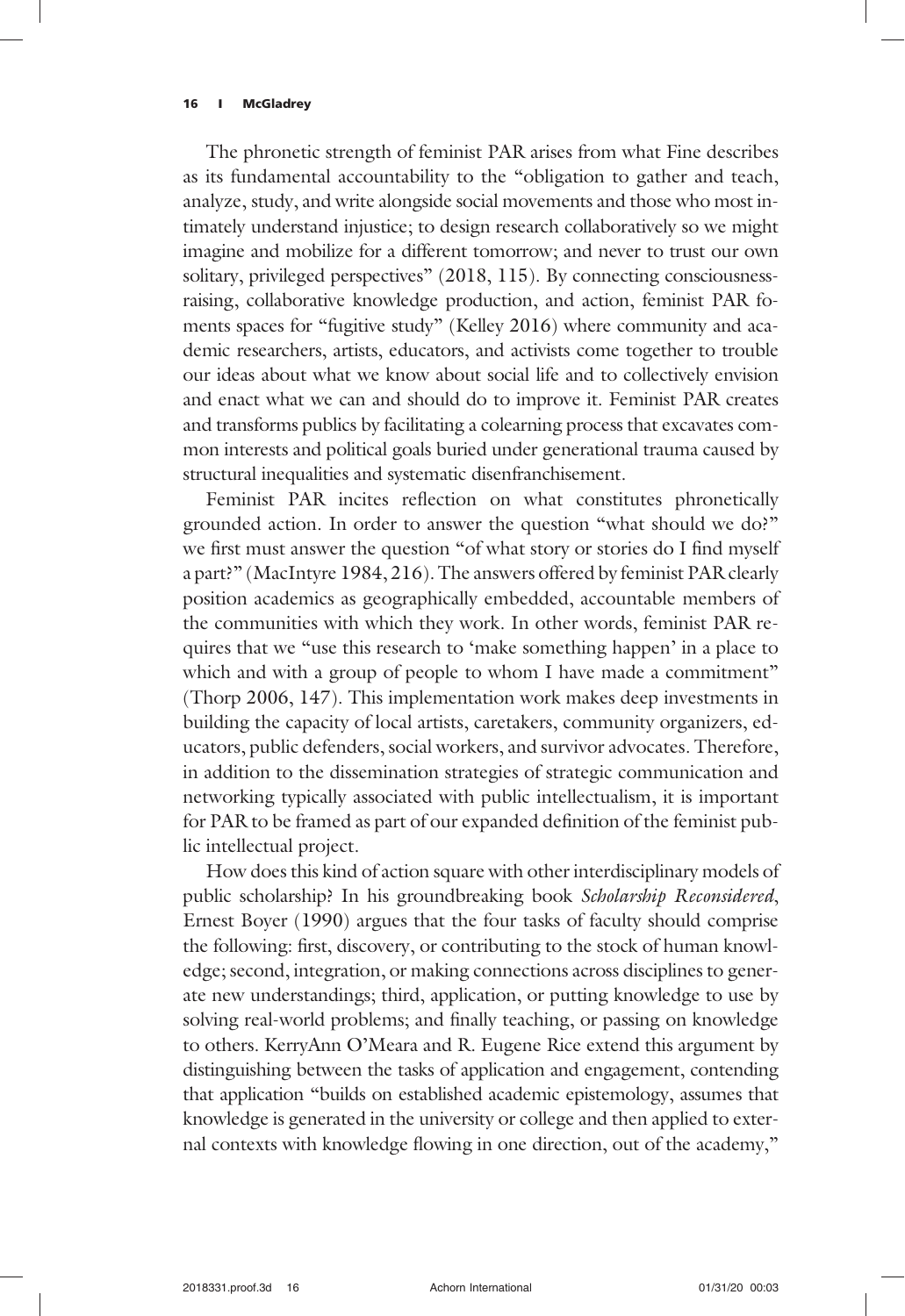The phronetic strength of feminist PAR arises from what Fine describes as its fundamental accountability to the "obligation to gather and teach, analyze, study, and write alongside social movements and those who most intimately understand injustice; to design research collaboratively so we might imagine and mobilize for a different tomorrow; and never to trust our own solitary, privileged perspectives" (2018, 115). By connecting consciousness-raising, collaborative knowledge production, and action, feminist PAR foments spaces for "fugitive study" (Kelley 2016) where community and academic researchers, artists, educators, and activists come together to trouble our ideas about what we know about social life and to collectively envision and enact what we can and should do to improve it. Feminist PAR creates and transforms publics by facilitating a colearning process that excavates common interests and political goals buried under generational trauma caused by structural inequalities and systematic disenfranchisement.

Feminist PAR incites reflection on what constitutes phronetically grounded action. In order to answer the question "what should we do?" we first must answer the question "of what story or stories do I find myself a part?" (MacIntyre 1984, 216). The answers offered by feminist PAR clearly position academics as geographically embedded, accountable members of the communities with which they work. In other words, feminist PAR requires that we "use this research to 'make something happen' in a place to which and with a group of people to whom I have made a commitment" (Thorp 2006, 147). This implementation work makes deep investments in building the capacity of local artists, caretakers, community organizers, educators, public defenders, social workers, and survivor advocates. Therefore, in addition to the dissemination strategies of strategic communication and networking typically associated with public intellectualism, it is important for PAR to be framed as part of our expanded definition of the feminist public intellectual project.

How does this kind of action square with other interdisciplinary models of public scholarship? In his groundbreaking book *Scholarship Reconsidered*, Ernest Boyer (1990) argues that the four tasks of faculty should comprise the following: first, discovery, or contributing to the stock of human knowledge; second, integration, or making connections across disciplines to generate new understandings; third, application, or putting knowledge to use by solving real-world problems; and finally teaching, or passing on knowledge to others. KerryAnn O'Meara and R. Eugene Rice extend this argument by distinguishing between the tasks of application and engagement, contending that application "builds on established academic epistemology, assumes that knowledge is generated in the university or college and then applied to external contexts with knowledge flowing in one direction, out of the academy,"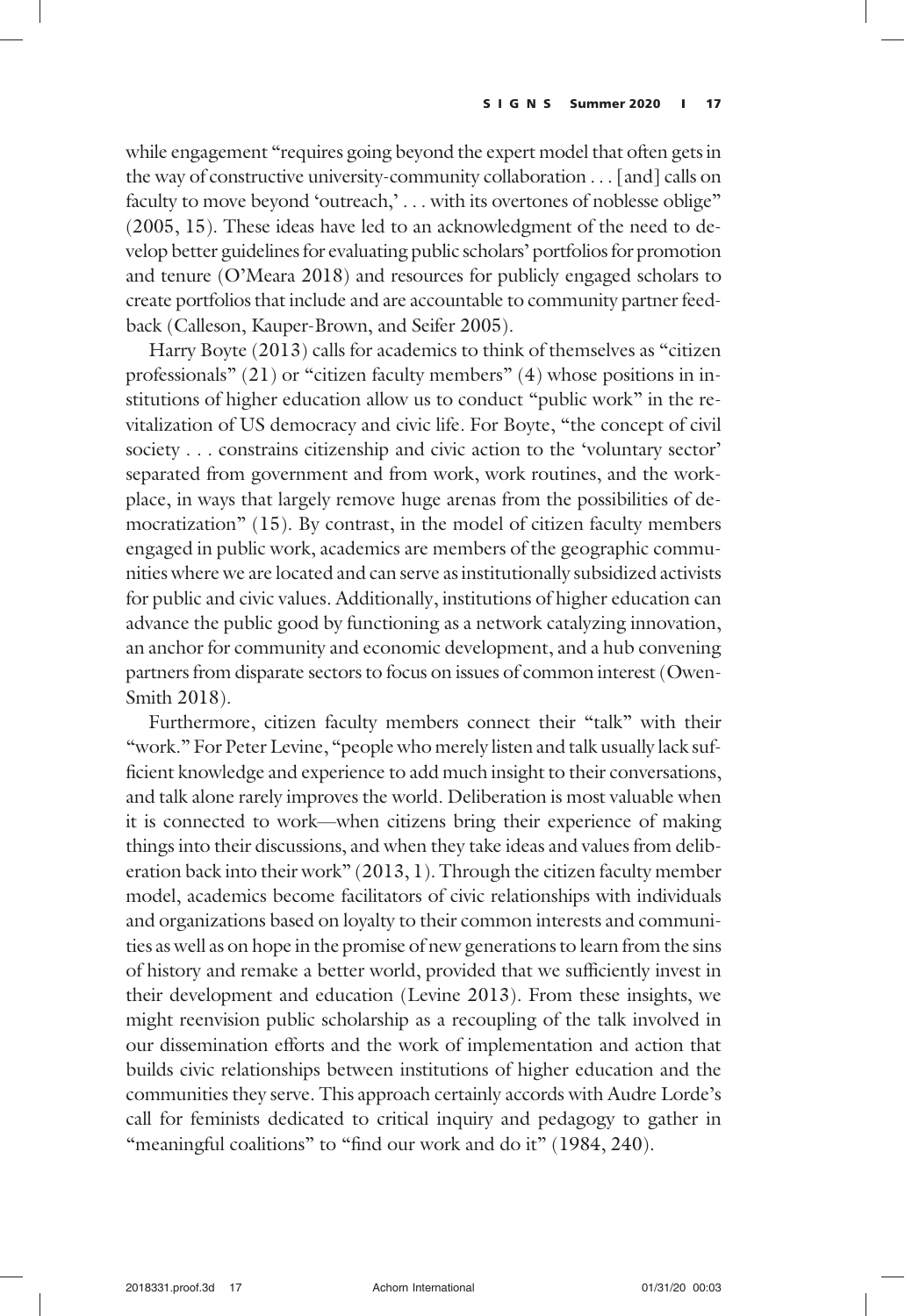while engagement "requires going beyond the expert model that often gets in the way of constructive university-community collaboration . . . [and] calls on faculty to move beyond 'outreach,' . . . with its overtones of noblesse oblige" (2005, 15). These ideas have led to an acknowledgment of the need to develop better guidelines for evaluating public scholars' portfolios for promotion and tenure (O'Meara 2018) and resources for publicly engaged scholars to create portfolios that include and are accountable to community partner feedback (Calleson, Kauper-Brown, and Seifer 2005).

Harry Boyte (2013) calls for academics to think of themselves as "citizen professionals" (21) or "citizen faculty members" (4) whose positions in institutions of higher education allow us to conduct "public work" in the revitalization of US democracy and civic life. For Boyte, "the concept of civil society . . . constrains citizenship and civic action to the 'voluntary sector' separated from government and from work, work routines, and the workplace, in ways that largely remove huge arenas from the possibilities of democratization" (15). By contrast, in the model of citizen faculty members engaged in public work, academics are members of the geographic communities where we are located and can serve as institutionally subsidized activists for public and civic values. Additionally, institutions of higher education can advance the public good by functioning as a network catalyzing innovation, an anchor for community and economic development, and a hub convening partners from disparate sectors to focus on issues of common interest (Owen-Smith 2018).

Furthermore, citizen faculty members connect their "talk" with their "work." For Peter Levine, "people who merely listen and talk usually lack sufficient knowledge and experience to add much insight to their conversations, and talk alone rarely improves the world. Deliberation is most valuable when it is connected to work—when citizens bring their experience of making things into their discussions, and when they take ideas and values from deliberation back into their work" (2013, 1). Through the citizen faculty member model, academics become facilitators of civic relationships with individuals and organizations based on loyalty to their common interests and communities as well as on hope in the promise of new generations to learn from the sins of history and remake a better world, provided that we sufficiently invest in their development and education (Levine 2013). From these insights, we might reenvision public scholarship as a recoupling of the talk involved in our dissemination efforts and the work of implementation and action that builds civic relationships between institutions of higher education and the communities they serve. This approach certainly accords with Audre Lorde's call for feminists dedicated to critical inquiry and pedagogy to gather in "meaningful coalitions" to "find our work and do it" (1984, 240).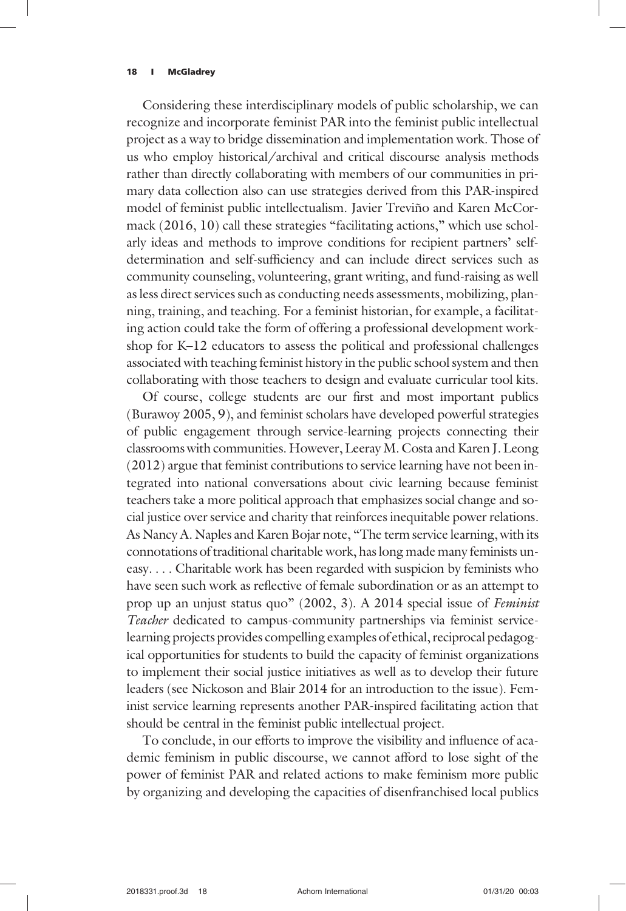Considering these interdisciplinary models of public scholarship, we can recognize and incorporate feminist PAR into the feminist public intellectual project as a way to bridge dissemination and implementation work. Those of us who employ historical/archival and critical discourse analysis methods rather than directly collaborating with members of our communities in primary data collection also can use strategies derived from this PAR-inspired model of feminist public intellectualism. Javier Treviño and Karen McCormack (2016, 10) call these strategies "facilitating actions," which use scholarly ideas and methods to improve conditions for recipient partners' self-determination and self-sufficiency and can include direct services such as community counseling, volunteering, grant writing, and fund-raising as well as less direct services such as conducting needs assessments, mobilizing, planning, training, and teaching. For a feminist historian, for example, a facilitating action could take the form of offering a professional development workshop for K–12 educators to assess the political and professional challenges associated with teaching feminist history in the public school system and then collaborating with those teachers to design and evaluate curricular tool kits.

Of course, college students are our first and most important publics (Burawoy 2005, 9), and feminist scholars have developed powerful strategies of public engagement through service-learning projects connecting their classrooms with communities. However, Leeray M. Costa and Karen J. Leong (2012) argue that feminist contributions to service learning have not been integrated into national conversations about civic learning because feminist teachers take a more political approach that emphasizes social change and social justice over service and charity that reinforces inequitable power relations. As Nancy A. Naples and Karen Bojar note, "The term service learning, with its connotations of traditional charitable work, has long made many feminists uneasy. . . . Charitable work has been regarded with suspicion by feminists who have seen such work as reflective of female subordination or as an attempt to prop up an unjust status quo" (2002, 3). A 2014 special issue of *Feminist Teacher* dedicated to campus-community partnerships via feminist service-learning projects provides compelling examples of ethical, reciprocal pedagogical opportunities for students to build the capacity of feminist organizations to implement their social justice initiatives as well as to develop their future leaders (see Nickoson and Blair 2014 for an introduction to the issue). Feminist service learning represents another PAR-inspired facilitating action that should be central in the feminist public intellectual project.

To conclude, in our efforts to improve the visibility and influence of academic feminism in public discourse, we cannot afford to lose sight of the power of feminist PAR and related actions to make feminism more public by organizing and developing the capacities of disenfranchised local publics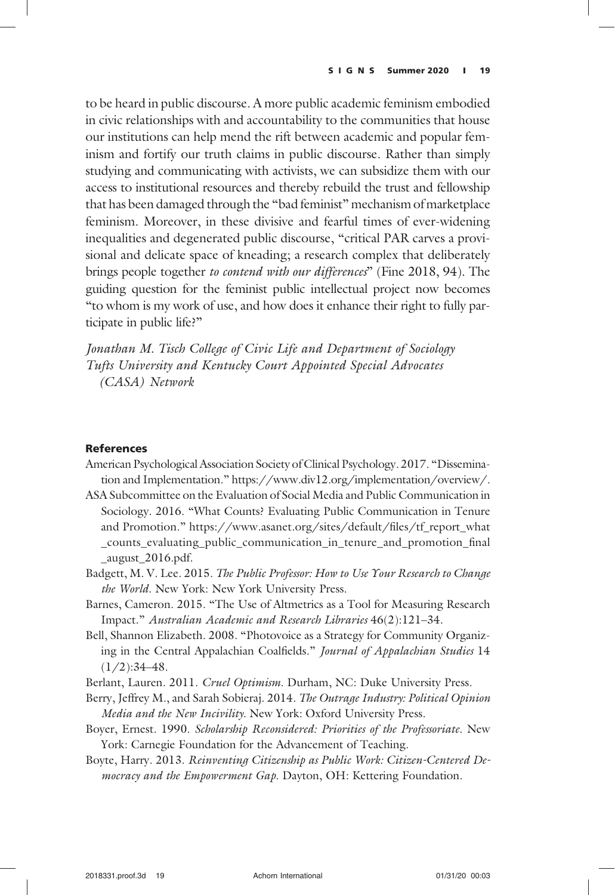to be heard in public discourse. A more public academic feminism embodied in civic relationships with and accountability to the communities that house our institutions can help mend the rift between academic and popular feminism and fortify our truth claims in public discourse. Rather than simply studying and communicating with activists, we can subsidize them with our access to institutional resources and thereby rebuild the trust and fellowship that has been damaged through the "bad feminist" mechanism of marketplace feminism. Moreover, in these divisive and fearful times of ever-widening inequalities and degenerated public discourse, "critical PAR carves a provisional and delicate space of kneading; a research complex that deliberately brings people together *to contend with our differences*" (Fine 2018, 94). The guiding question for the feminist public intellectual project now becomes "to whom is my work of use, and how does it enhance their right to fully participate in public life?"

*Jonathan M. Tisch College of Civic Life and Department of Sociology*
*Tufts University and Kentucky Court Appointed Special Advocates (CASA) Network*

## References

American Psychological Association Society of Clinical Psychology. 2017. "Dissemination and Implementation." https://www.div12.org/implementation/overview/.

ASA Subcommittee on the Evaluation of Social Media and Public Communication in Sociology. 2016. "What Counts? Evaluating Public Communication in Tenure and Promotion." https://www.asanet.org/sites/default/files/tf_report_what_counts_evaluating_public_communication_in_tenure_and_promotion_final_august_2016.pdf.

Badgett, M. V. Lee. 2015. *The Public Professor: How to Use Your Research to Change the World*. New York: New York University Press.

Barnes, Cameron. 2015. "The Use of Altmetrics as a Tool for Measuring Research Impact." *Australian Academic and Research Libraries* 46(2):121–34.

Bell, Shannon Elizabeth. 2008. "Photovoice as a Strategy for Community Organizing in the Central Appalachian Coalfields." *Journal of Appalachian Studies* 14 (1/2):34–48.

Berlant, Lauren. 2011. *Cruel Optimism*. Durham, NC: Duke University Press.

Berry, Jeffrey M., and Sarah Sobieraj. 2014. *The Outrage Industry: Political Opinion Media and the New Incivility*. New York: Oxford University Press.

Boyer, Ernest. 1990. *Scholarship Reconsidered: Priorities of the Professoriate*. New York: Carnegie Foundation for the Advancement of Teaching.

Boyte, Harry. 2013. *Reinventing Citizenship as Public Work: Citizen-Centered Democracy and the Empowerment Gap*. Dayton, OH: Kettering Foundation.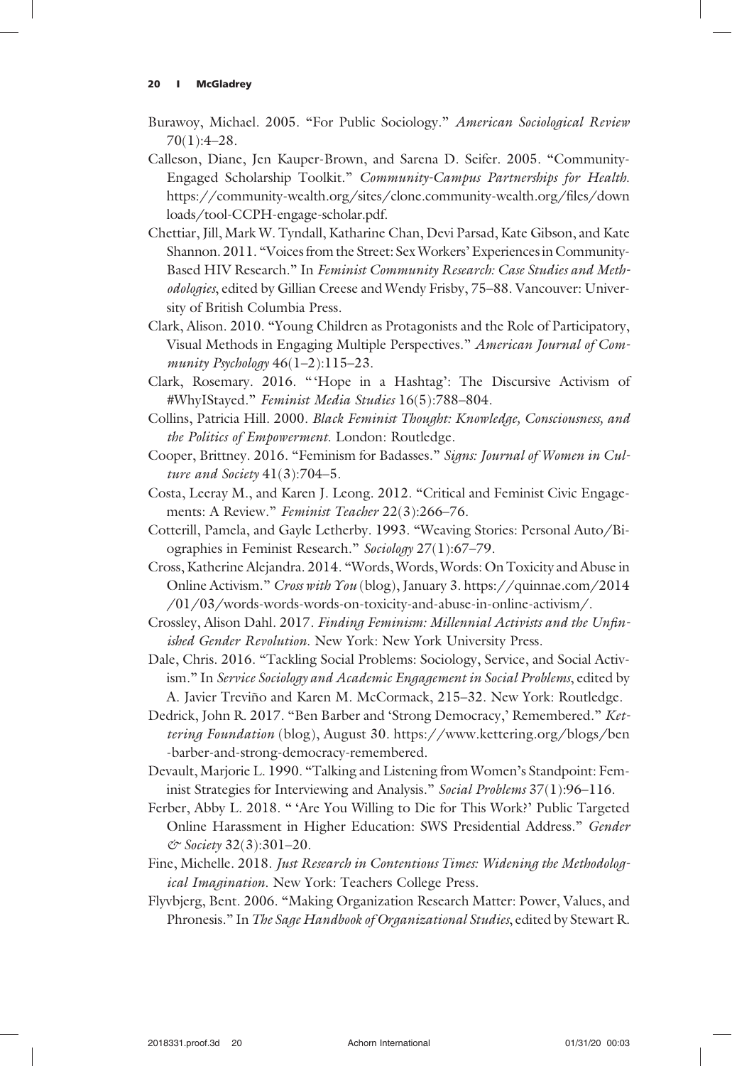Burawoy, Michael. 2005. "For Public Sociology." *American Sociological Review* 70(1):4–28.

Calleson, Diane, Jen Kauper-Brown, and Sarena D. Seifer. 2005. "Community-Engaged Scholarship Toolkit." *Community-Campus Partnerships for Health.* https://community-wealth.org/sites/clone.community-wealth.org/files/downloads/tool-CCPH-engage-scholar.pdf.

Chettiar, Jill, Mark W. Tyndall, Katharine Chan, Devi Parsad, Kate Gibson, and Kate Shannon. 2011. "Voices from the Street: Sex Workers' Experiences in Community-Based HIV Research." In *Feminist Community Research: Case Studies and Methodologies*, edited by Gillian Creese and Wendy Frisby, 75–88. Vancouver: University of British Columbia Press.

Clark, Alison. 2010. "Young Children as Protagonists and the Role of Participatory, Visual Methods in Engaging Multiple Perspectives." *American Journal of Community Psychology* 46(1–2):115–23.

Clark, Rosemary. 2016. " 'Hope in a Hashtag': The Discursive Activism of #WhyIStayed." *Feminist Media Studies* 16(5):788–804.

Collins, Patricia Hill. 2000. *Black Feminist Thought: Knowledge, Consciousness, and the Politics of Empowerment*. London: Routledge.

Cooper, Brittney. 2016. "Feminism for Badasses." *Signs: Journal of Women in Culture and Society* 41(3):704–5.

Costa, Leeray M., and Karen J. Leong. 2012. "Critical and Feminist Civic Engagements: A Review." *Feminist Teacher* 22(3):266–76.

Cotterill, Pamela, and Gayle Letherby. 1993. "Weaving Stories: Personal Auto/Biographies in Feminist Research." *Sociology* 27(1):67–79.

Cross, Katherine Alejandra. 2014. "Words, Words, Words: On Toxicity and Abuse in Online Activism." *Cross with You* (blog), January 3. https://quinnae.com/2014/01/03/words-words-words-on-toxicity-and-abuse-in-online-activism/.

Crossley, Alison Dahl. 2017. *Finding Feminism: Millennial Activists and the Unfinished Gender Revolution*. New York: New York University Press.

Dale, Chris. 2016. "Tackling Social Problems: Sociology, Service, and Social Activism." In *Service Sociology and Academic Engagement in Social Problems*, edited by A. Javier Treviño and Karen M. McCormack, 215–32. New York: Routledge.

Dedrick, John R. 2017. "Ben Barber and 'Strong Democracy,' Remembered." *Kettering Foundation* (blog), August 30. https://www.kettering.org/blogs/ben-barber-and-strong-democracy-remembered.

Devault, Marjorie L. 1990. "Talking and Listening from Women's Standpoint: Feminist Strategies for Interviewing and Analysis." *Social Problems* 37(1):96–116.

Ferber, Abby L. 2018. " 'Are You Willing to Die for This Work?' Public Targeted Online Harassment in Higher Education: SWS Presidential Address." *Gender & Society* 32(3):301–20.

Fine, Michelle. 2018. *Just Research in Contentious Times: Widening the Methodological Imagination*. New York: Teachers College Press.

Flyvbjerg, Bent. 2006. "Making Organization Research Matter: Power, Values, and Phronesis." In *The Sage Handbook of Organizational Studies*, edited by Stewart R.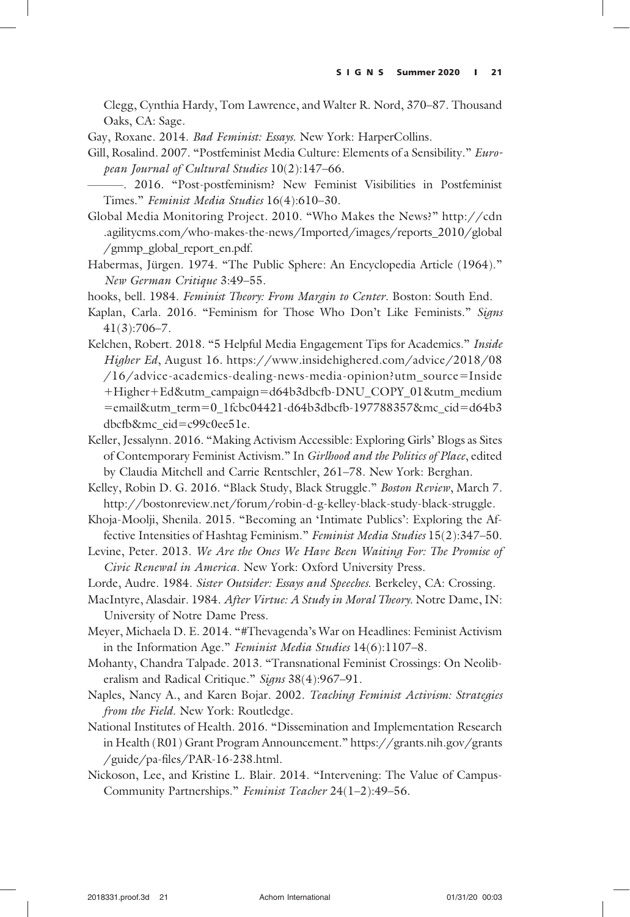Clegg, Cynthia Hardy, Tom Lawrence, and Walter R. Nord, 370–87. Thousand Oaks, CA: Sage.

Gay, Roxane. 2014. *Bad Feminist: Essays.* New York: HarperCollins.

Gill, Rosalind. 2007. "Postfeminist Media Culture: Elements of a Sensibility." *European Journal of Cultural Studies* 10(2):147–66.

———. 2016. "Post-postfeminism? New Feminist Visibilities in Postfeminist Times." *Feminist Media Studies* 16(4):610–30.

Global Media Monitoring Project. 2010. "Who Makes the News?" http://cdn.agilitycms.com/who-makes-the-news/Imported/images/reports_2010/global/gmmp_global_report_en.pdf.

Habermas, Jürgen. 1974. "The Public Sphere: An Encyclopedia Article (1964)." *New German Critique* 3:49–55.

hooks, bell. 1984. *Feminist Theory: From Margin to Center.* Boston: South End.

Kaplan, Carla. 2016. "Feminism for Those Who Don't Like Feminists." *Signs* 41(3):706–7.

Kelchen, Robert. 2018. "5 Helpful Media Engagement Tips for Academics." *Inside Higher Ed*, August 16. https://www.insidehighered.com/advice/2018/08/16/advice-academics-dealing-news-media-opinion?utm_source=Inside+Higher+Ed&utm_campaign=d64b3dbcfb-DNU_COPY_01&utm_medium=email&utm_term=0_1fcbc04421-d64b3dbcfb-197788357&mc_cid=d64b3dbcfb&mc_eid=c99c0ee51e.

Keller, Jessalynn. 2016. "Making Activism Accessible: Exploring Girls' Blogs as Sites of Contemporary Feminist Activism." In *Girlhood and the Politics of Place*, edited by Claudia Mitchell and Carrie Rentschler, 261–78. New York: Berghan.

Kelley, Robin D. G. 2016. "Black Study, Black Struggle." *Boston Review*, March 7. http://bostonreview.net/forum/robin-d-g-kelley-black-study-black-struggle.

Khoja-Moolji, Shenila. 2015. "Becoming an 'Intimate Publics': Exploring the Affective Intensities of Hashtag Feminism." *Feminist Media Studies* 15(2):347–50.

Levine, Peter. 2013. *We Are the Ones We Have Been Waiting For: The Promise of Civic Renewal in America.* New York: Oxford University Press.

Lorde, Audre. 1984. *Sister Outsider: Essays and Speeches.* Berkeley, CA: Crossing.

MacIntyre, Alasdair. 1984. *After Virtue: A Study in Moral Theory.* Notre Dame, IN: University of Notre Dame Press.

Meyer, Michaela D. E. 2014. "#Thevagenda's War on Headlines: Feminist Activism in the Information Age." *Feminist Media Studies* 14(6):1107–8.

Mohanty, Chandra Talpade. 2013. "Transnational Feminist Crossings: On Neoliberalism and Radical Critique." *Signs* 38(4):967–91.

Naples, Nancy A., and Karen Bojar. 2002. *Teaching Feminist Activism: Strategies from the Field.* New York: Routledge.

National Institutes of Health. 2016. "Dissemination and Implementation Research in Health (R01) Grant Program Announcement." https://grants.nih.gov/grants/guide/pa-files/PAR-16-238.html.

Nickoson, Lee, and Kristine L. Blair. 2014. "Intervening: The Value of Campus-Community Partnerships." *Feminist Teacher* 24(1–2):49–56.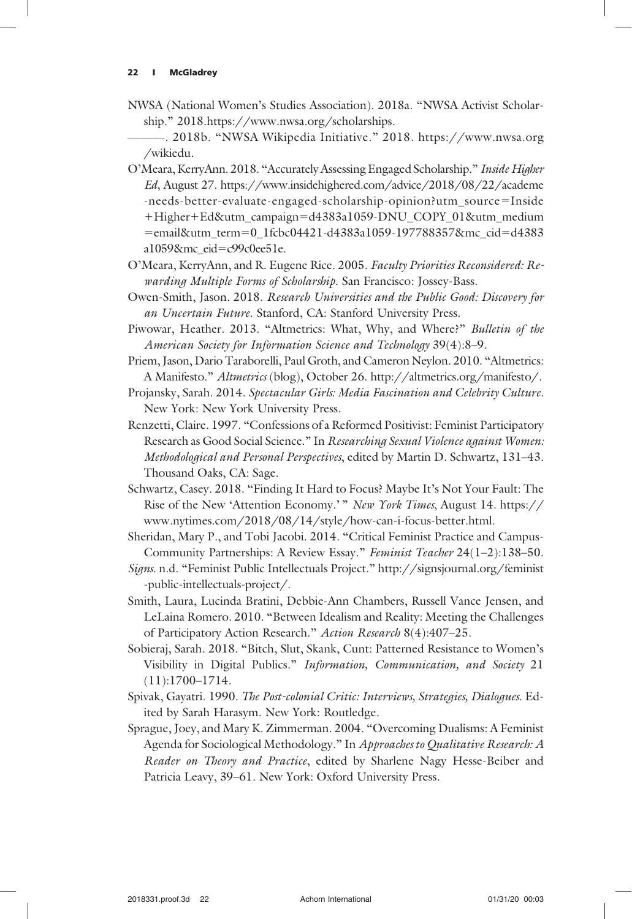NWSA (National Women's Studies Association). 2018a. "NWSA Activist Scholarship." 2018.https://www.nwsa.org/scholarships.

———. 2018b. "NWSA Wikipedia Initiative." 2018. https://www.nwsa.org/wikiedu.

O'Meara, KerryAnn. 2018. "Accurately Assessing Engaged Scholarship." *Inside Higher Ed*, August 27. https://www.insidehighered.com/advice/2018/08/22/academe-needs-better-evaluate-engaged-scholarship-opinion?utm_source=Inside+Higher+Ed&utm_campaign=d4383a1059-DNU_COPY_01&utm_medium=email&utm_term=0_1fcbc04421-d4383a1059-197788357&mc_cid=d4383a1059&mc_eid=c99c0ee51e.

O'Meara, KerryAnn, and R. Eugene Rice. 2005. *Faculty Priorities Reconsidered: Rewarding Multiple Forms of Scholarship*. San Francisco: Jossey-Bass.

Owen-Smith, Jason. 2018. *Research Universities and the Public Good: Discovery for an Uncertain Future*. Stanford, CA: Stanford University Press.

Piwowar, Heather. 2013. "Altmetrics: What, Why, and Where?" *Bulletin of the American Society for Information Science and Technology* 39(4):8–9.

Priem, Jason, Dario Taraborelli, Paul Groth, and Cameron Neylon. 2010. "Altmetrics: A Manifesto." *Altmetrics* (blog), October 26. http://altmetrics.org/manifesto/.

Projansky, Sarah. 2014. *Spectacular Girls: Media Fascination and Celebrity Culture*. New York: New York University Press.

Renzetti, Claire. 1997. "Confessions of a Reformed Positivist: Feminist Participatory Research as Good Social Science." In *Researching Sexual Violence against Women: Methodological and Personal Perspectives*, edited by Martin D. Schwartz, 131–43. Thousand Oaks, CA: Sage.

Schwartz, Casey. 2018. "Finding It Hard to Focus? Maybe It's Not Your Fault: The Rise of the New 'Attention Economy.'" *New York Times*, August 14. https://www.nytimes.com/2018/08/14/style/how-can-i-focus-better.html.

Sheridan, Mary P., and Tobi Jacobi. 2014. "Critical Feminist Practice and Campus-Community Partnerships: A Review Essay." *Feminist Teacher* 24(1–2):138–50.

*Signs*. n.d. "Feminist Public Intellectuals Project." http://signsjournal.org/feminist-public-intellectuals-project/.

Smith, Laura, Lucinda Bratini, Debbie-Ann Chambers, Russell Vance Jensen, and LeLaina Romero. 2010. "Between Idealism and Reality: Meeting the Challenges of Participatory Action Research." *Action Research* 8(4):407–25.

Sobieraj, Sarah. 2018. "Bitch, Slut, Skank, Cunt: Patterned Resistance to Women's Visibility in Digital Publics." *Information, Communication, and Society* 21 (11):1700–1714.

Spivak, Gayatri. 1990. *The Post-colonial Critic: Interviews, Strategies, Dialogues*. Edited by Sarah Harasym. New York: Routledge.

Sprague, Joey, and Mary K. Zimmerman. 2004. "Overcoming Dualisms: A Feminist Agenda for Sociological Methodology." In *Approaches to Qualitative Research: A Reader on Theory and Practice*, edited by Sharlene Nagy Hesse-Beiber and Patricia Leavy, 39–61. New York: Oxford University Press.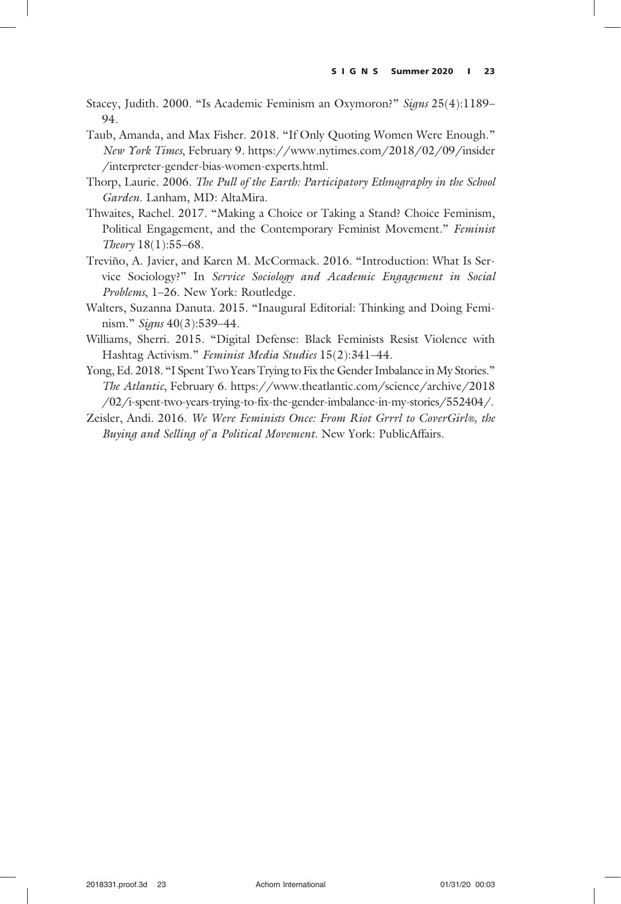Stacey, Judith. 2000. "Is Academic Feminism an Oxymoron?" *Signs* 25(4):1189–94.

Taub, Amanda, and Max Fisher. 2018. "If Only Quoting Women Were Enough." *New York Times*, February 9. https://www.nytimes.com/2018/02/09/insider/interpreter-gender-bias-women-experts.html.

Thorp, Laurie. 2006. *The Pull of the Earth: Participatory Ethnography in the School Garden*. Lanham, MD: AltaMira.

Thwaites, Rachel. 2017. "Making a Choice or Taking a Stand? Choice Feminism, Political Engagement, and the Contemporary Feminist Movement." *Feminist Theory* 18(1):55–68.

Treviño, A. Javier, and Karen M. McCormack. 2016. "Introduction: What Is Service Sociology?" In *Service Sociology and Academic Engagement in Social Problems*, 1–26. New York: Routledge.

Walters, Suzanna Danuta. 2015. "Inaugural Editorial: Thinking and Doing Feminism." *Signs* 40(3):539–44.

Williams, Sherri. 2015. "Digital Defense: Black Feminists Resist Violence with Hashtag Activism." *Feminist Media Studies* 15(2):341–44.

Yong, Ed. 2018. "I Spent Two Years Trying to Fix the Gender Imbalance in My Stories." *The Atlantic*, February 6. https://www.theatlantic.com/science/archive/2018/02/i-spent-two-years-trying-to-fix-the-gender-imbalance-in-my-stories/552404/.

Zeisler, Andi. 2016. *We Were Feminists Once: From Riot Grrrl to CoverGirl®, the Buying and Selling of a Political Movement*. New York: PublicAffairs.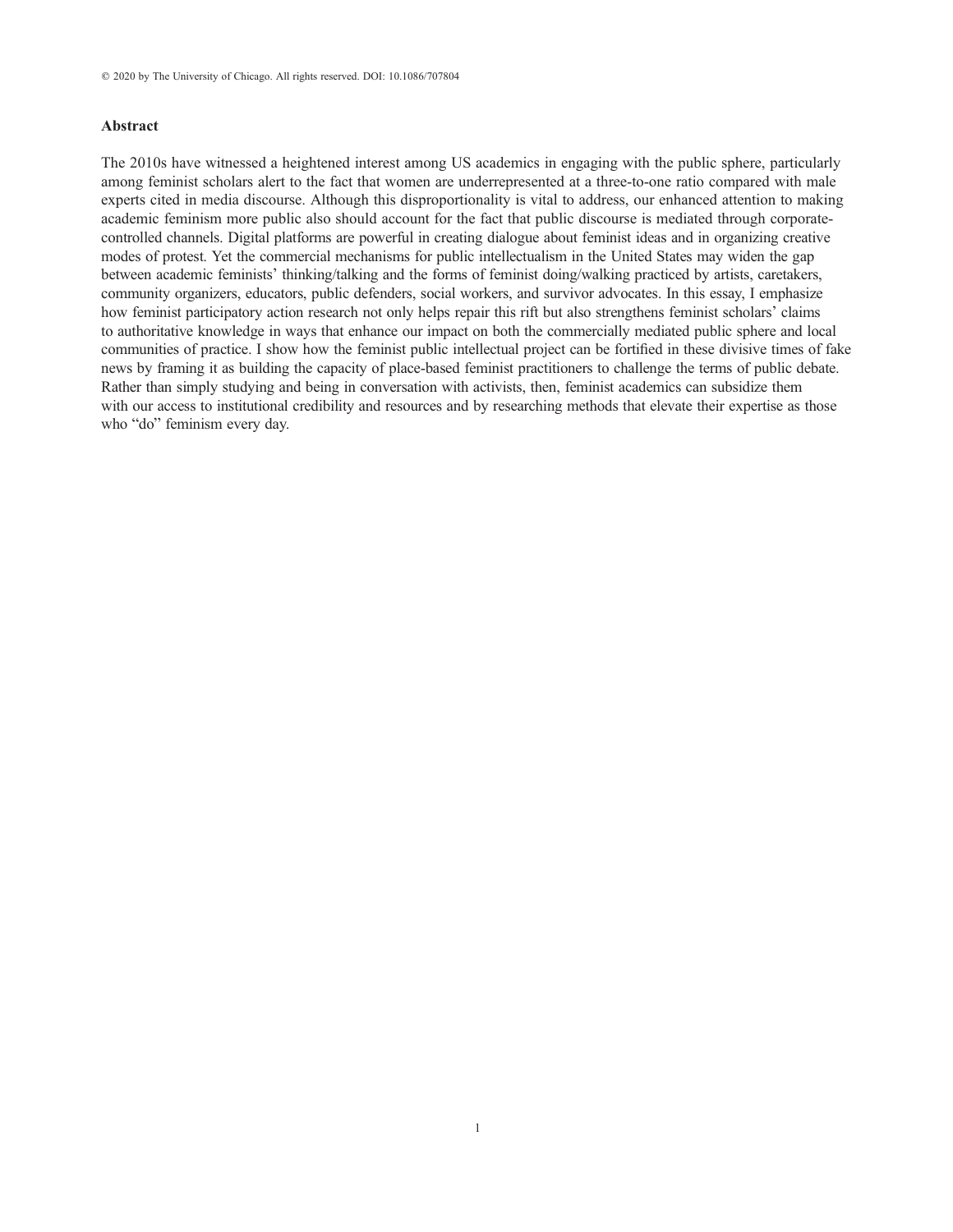© 2020 by The University of Chicago. All rights reserved. DOI: 10.1086/707804

**Abstract**

The 2010s have witnessed a heightened interest among US academics in engaging with the public sphere, particularly among feminist scholars alert to the fact that women are underrepresented at a three-to-one ratio compared with male experts cited in media discourse. Although this disproportionality is vital to address, our enhanced attention to making academic feminism more public also should account for the fact that public discourse is mediated through corporate-controlled channels. Digital platforms are powerful in creating dialogue about feminist ideas and in organizing creative modes of protest. Yet the commercial mechanisms for public intellectualism in the United States may widen the gap between academic feminists' thinking/talking and the forms of feminist doing/walking practiced by artists, caretakers, community organizers, educators, public defenders, social workers, and survivor advocates. In this essay, I emphasize how feminist participatory action research not only helps repair this rift but also strengthens feminist scholars' claims to authoritative knowledge in ways that enhance our impact on both the commercially mediated public sphere and local communities of practice. I show how the feminist public intellectual project can be fortified in these divisive times of fake news by framing it as building the capacity of place-based feminist practitioners to challenge the terms of public debate. Rather than simply studying and being in conversation with activists, then, feminist academics can subsidize them with our access to institutional credibility and resources and by researching methods that elevate their expertise as those who "do" feminism every day.